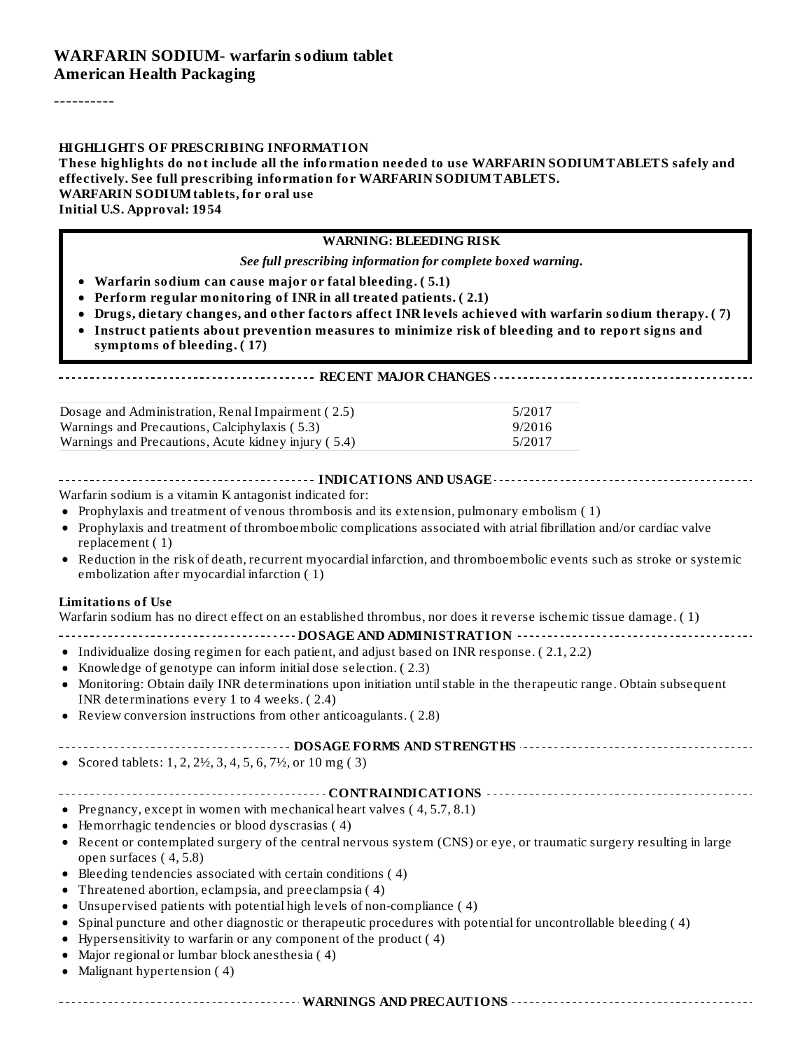# WARFARIN SODIUM- warfarin sodium tablet
## American Health Packaging

----------

**HIGHLIGHTS OF PRESCRIBING INFORMATION**
**These highlights do not include all the information needed to use WARFARIN SODIUM TABLETS safely and effectively. See full prescribing information for WARFARIN SODIUM TABLETS.**
**WARFARIN SODIUM tablets, for oral use**
**Initial U.S. Approval: 1954**

**WARNING: BLEEDING RISK**

*See full prescribing information for complete boxed warning.*

- **Warfarin sodium can cause major or fatal bleeding. ( 5.1)**
- **Perform regular monitoring of INR in all treated patients. ( 2.1)**
- **Drugs, dietary changes, and other factors affect INR levels achieved with warfarin sodium therapy. ( 7)**
- **Instruct patients about prevention measures to minimize risk of bleeding and to report signs and symptoms of bleeding. ( 17)**

**RECENT MAJOR CHANGES**

| | |
|---|---|
| Dosage and Administration, Renal Impairment ( 2.5) | 5/2017 |
| Warnings and Precautions, Calciphylaxis ( 5.3) | 9/2016 |
| Warnings and Precautions, Acute kidney injury ( 5.4) | 5/2017 |

**INDICATIONS AND USAGE**

Warfarin sodium is a vitamin K antagonist indicated for:

- Prophylaxis and treatment of venous thrombosis and its extension, pulmonary embolism ( 1)
- Prophylaxis and treatment of thromboembolic complications associated with atrial fibrillation and/or cardiac valve replacement ( 1)
- Reduction in the risk of death, recurrent myocardial infarction, and thromboembolic events such as stroke or systemic embolization after myocardial infarction ( 1)

**Limitations of Use**

Warfarin sodium has no direct effect on an established thrombus, nor does it reverse ischemic tissue damage. ( 1)

**DOSAGE AND ADMINISTRATION**

- Individualize dosing regimen for each patient, and adjust based on INR response. ( 2.1, 2.2)
- Knowledge of genotype can inform initial dose selection. ( 2.3)
- Monitoring: Obtain daily INR determinations upon initiation until stable in the therapeutic range. Obtain subsequent INR determinations every 1 to 4 weeks. ( 2.4)
- Review conversion instructions from other anticoagulants. ( 2.8)

**DOSAGE FORMS AND STRENGTHS**

- Scored tablets: 1, 2, 2½, 3, 4, 5, 6, 7½, or 10 mg ( 3)

**CONTRAINDICATIONS**

- Pregnancy, except in women with mechanical heart valves ( 4, 5.7, 8.1)
- Hemorrhagic tendencies or blood dyscrasias ( 4)
- Recent or contemplated surgery of the central nervous system (CNS) or eye, or traumatic surgery resulting in large open surfaces ( 4, 5.8)
- Bleeding tendencies associated with certain conditions ( 4)
- Threatened abortion, eclampsia, and preeclampsia ( 4)
- Unsupervised patients with potential high levels of non-compliance ( 4)
- Spinal puncture and other diagnostic or therapeutic procedures with potential for uncontrollable bleeding ( 4)
- Hypersensitivity to warfarin or any component of the product ( 4)
- Major regional or lumbar block anesthesia ( 4)
- Malignant hypertension ( 4)

**WARNINGS AND PRECAUTIONS**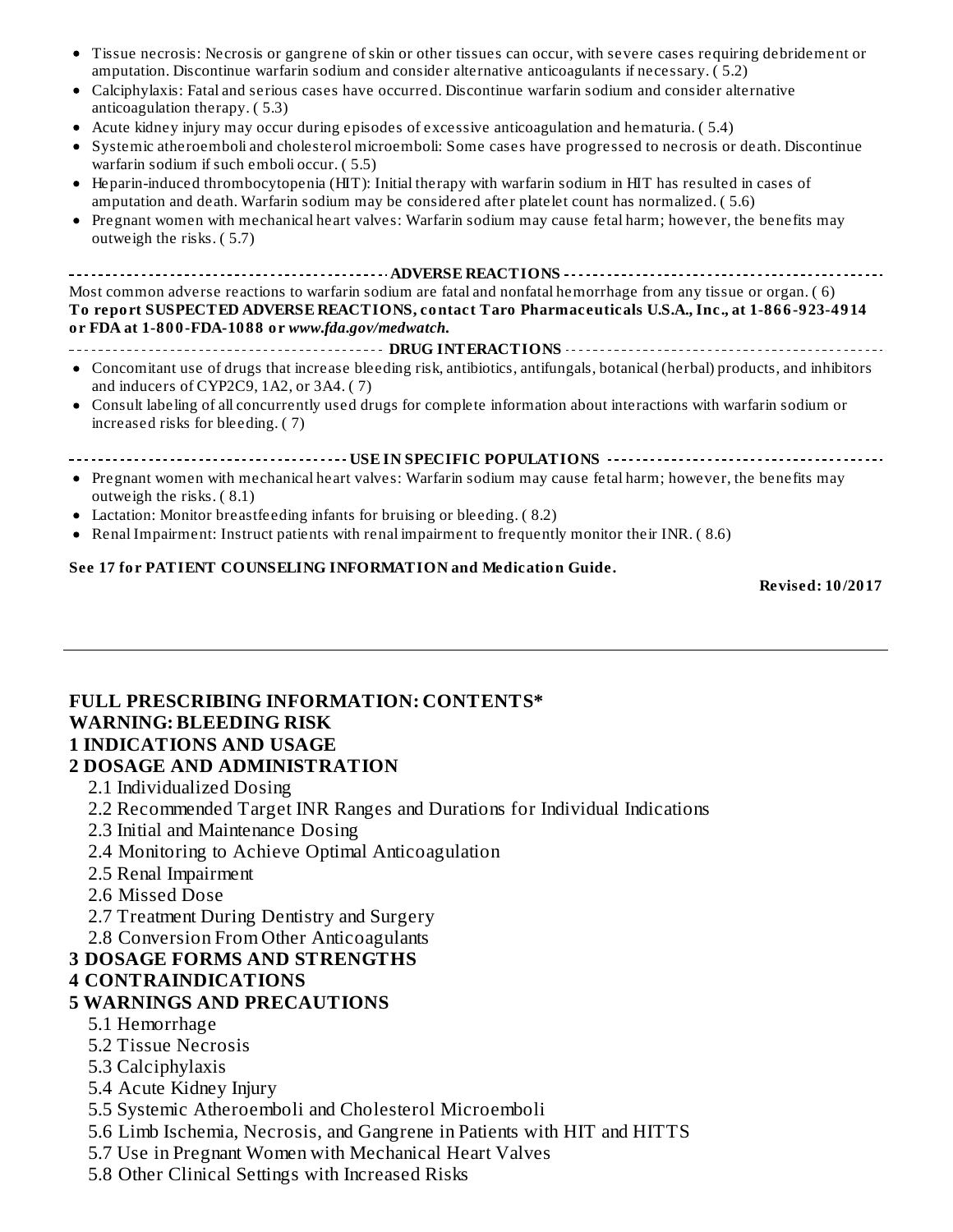- Tissue necrosis: Necrosis or gangrene of skin or other tissues can occur, with severe cases requiring debridement or amputation. Discontinue warfarin sodium and consider alternative anticoagulants if necessary. ( 5.2)
- Calciphylaxis: Fatal and serious cases have occurred. Discontinue warfarin sodium and consider alternative anticoagulation therapy. ( 5.3)
- Acute kidney injury may occur during episodes of excessive anticoagulation and hematuria. ( 5.4)
- Systemic atheroemboli and cholesterol microemboli: Some cases have progressed to necrosis or death. Discontinue warfarin sodium if such emboli occur. ( 5.5)
- Heparin-induced thrombocytopenia (HIT): Initial therapy with warfarin sodium in HIT has resulted in cases of amputation and death. Warfarin sodium may be considered after platelet count has normalized. ( 5.6)
- Pregnant women with mechanical heart valves: Warfarin sodium may cause fetal harm; however, the benefits may outweigh the risks. ( 5.7)

**ADVERSE REACTIONS**

Most common adverse reactions to warfarin sodium are fatal and nonfatal hemorrhage from any tissue or organ. ( 6)

**To report SUSPECTED ADVERSE REACTIONS, contact Taro Pharmaceuticals U.S.A., Inc., at 1-866-923-4914 or FDA at 1-800-FDA-1088 or *www.fda.gov/medwatch.***

**DRUG INTERACTIONS**

- Concomitant use of drugs that increase bleeding risk, antibiotics, antifungals, botanical (herbal) products, and inhibitors and inducers of CYP2C9, 1A2, or 3A4. ( 7)
- Consult labeling of all concurrently used drugs for complete information about interactions with warfarin sodium or increased risks for bleeding. ( 7)

**USE IN SPECIFIC POPULATIONS**

- Pregnant women with mechanical heart valves: Warfarin sodium may cause fetal harm; however, the benefits may outweigh the risks. ( 8.1)
- Lactation: Monitor breastfeeding infants for bruising or bleeding. ( 8.2)
- Renal Impairment: Instruct patients with renal impairment to frequently monitor their INR. ( 8.6)

**See 17 for PATIENT COUNSELING INFORMATION and Medication Guide.**

**Revised: 10/2017**

---

## FULL PRESCRIBING INFORMATION: CONTENTS*

**WARNING: BLEEDING RISK**

**1 INDICATIONS AND USAGE**

**2 DOSAGE AND ADMINISTRATION**

- 2.1 Individualized Dosing
- 2.2 Recommended Target INR Ranges and Durations for Individual Indications
- 2.3 Initial and Maintenance Dosing
- 2.4 Monitoring to Achieve Optimal Anticoagulation
- 2.5 Renal Impairment
- 2.6 Missed Dose
- 2.7 Treatment During Dentistry and Surgery
- 2.8 Conversion From Other Anticoagulants

**3 DOSAGE FORMS AND STRENGTHS**

**4 CONTRAINDICATIONS**

**5 WARNINGS AND PRECAUTIONS**

- 5.1 Hemorrhage
- 5.2 Tissue Necrosis
- 5.3 Calciphylaxis
- 5.4 Acute Kidney Injury
- 5.5 Systemic Atheroemboli and Cholesterol Microemboli
- 5.6 Limb Ischemia, Necrosis, and Gangrene in Patients with HIT and HITTS
- 5.7 Use in Pregnant Women with Mechanical Heart Valves
- 5.8 Other Clinical Settings with Increased Risks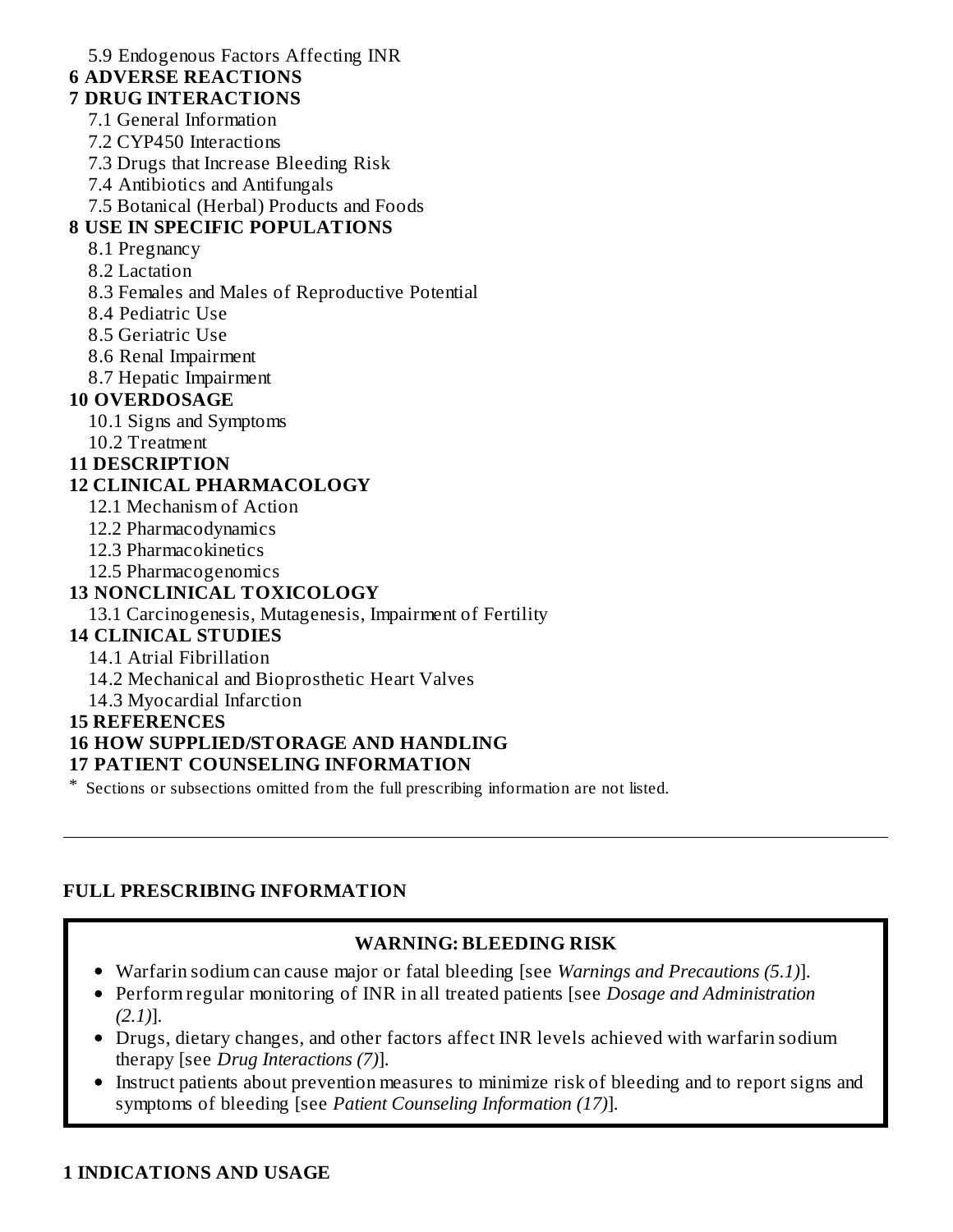5.9 Endogenous Factors Affecting INR

**6 ADVERSE REACTIONS**

**7 DRUG INTERACTIONS**

7.1 General Information

7.2 CYP450 Interactions

7.3 Drugs that Increase Bleeding Risk

7.4 Antibiotics and Antifungals

7.5 Botanical (Herbal) Products and Foods

**8 USE IN SPECIFIC POPULATIONS**

8.1 Pregnancy

8.2 Lactation

8.3 Females and Males of Reproductive Potential

8.4 Pediatric Use

8.5 Geriatric Use

8.6 Renal Impairment

8.7 Hepatic Impairment

**10 OVERDOSAGE**

10.1 Signs and Symptoms

10.2 Treatment

**11 DESCRIPTION**

**12 CLINICAL PHARMACOLOGY**

12.1 Mechanism of Action

12.2 Pharmacodynamics

12.3 Pharmacokinetics

12.5 Pharmacogenomics

**13 NONCLINICAL TOXICOLOGY**

13.1 Carcinogenesis, Mutagenesis, Impairment of Fertility

**14 CLINICAL STUDIES**

14.1 Atrial Fibrillation

14.2 Mechanical and Bioprosthetic Heart Valves

14.3 Myocardial Infarction

**15 REFERENCES**

**16 HOW SUPPLIED/STORAGE AND HANDLING**

**17 PATIENT COUNSELING INFORMATION**

* Sections or subsections omitted from the full prescribing information are not listed.

---

## FULL PRESCRIBING INFORMATION

### WARNING: BLEEDING RISK

- Warfarin sodium can cause major or fatal bleeding [see *Warnings and Precautions (5.1)*].
- Perform regular monitoring of INR in all treated patients [see *Dosage and Administration (2.1)*].
- Drugs, dietary changes, and other factors affect INR levels achieved with warfarin sodium therapy [see *Drug Interactions (7)*].
- Instruct patients about prevention measures to minimize risk of bleeding and to report signs and symptoms of bleeding [see *Patient Counseling Information (17)*].

## 1 INDICATIONS AND USAGE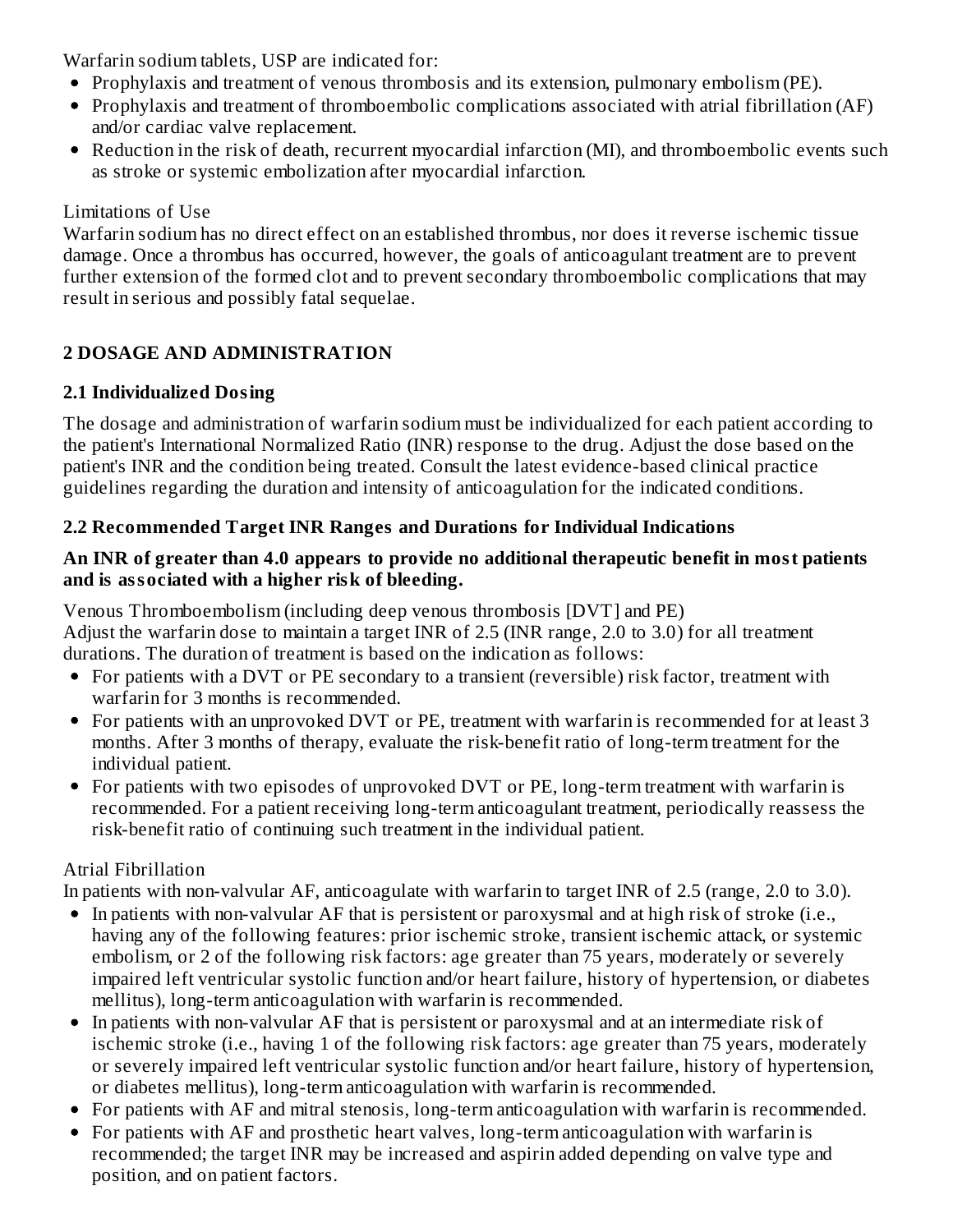Warfarin sodium tablets, USP are indicated for:

- Prophylaxis and treatment of venous thrombosis and its extension, pulmonary embolism (PE).
- Prophylaxis and treatment of thromboembolic complications associated with atrial fibrillation (AF) and/or cardiac valve replacement.
- Reduction in the risk of death, recurrent myocardial infarction (MI), and thromboembolic events such as stroke or systemic embolization after myocardial infarction.

Limitations of Use

Warfarin sodium has no direct effect on an established thrombus, nor does it reverse ischemic tissue damage. Once a thrombus has occurred, however, the goals of anticoagulant treatment are to prevent further extension of the formed clot and to prevent secondary thromboembolic complications that may result in serious and possibly fatal sequelae.

## 2 DOSAGE AND ADMINISTRATION

### 2.1 Individualized Dosing

The dosage and administration of warfarin sodium must be individualized for each patient according to the patient's International Normalized Ratio (INR) response to the drug. Adjust the dose based on the patient's INR and the condition being treated. Consult the latest evidence-based clinical practice guidelines regarding the duration and intensity of anticoagulation for the indicated conditions.

### 2.2 Recommended Target INR Ranges and Durations for Individual Indications

**An INR of greater than 4.0 appears to provide no additional therapeutic benefit in most patients and is associated with a higher risk of bleeding.**

Venous Thromboembolism (including deep venous thrombosis [DVT] and PE)

Adjust the warfarin dose to maintain a target INR of 2.5 (INR range, 2.0 to 3.0) for all treatment durations. The duration of treatment is based on the indication as follows:

- For patients with a DVT or PE secondary to a transient (reversible) risk factor, treatment with warfarin for 3 months is recommended.
- For patients with an unprovoked DVT or PE, treatment with warfarin is recommended for at least 3 months. After 3 months of therapy, evaluate the risk-benefit ratio of long-term treatment for the individual patient.
- For patients with two episodes of unprovoked DVT or PE, long-term treatment with warfarin is recommended. For a patient receiving long-term anticoagulant treatment, periodically reassess the risk-benefit ratio of continuing such treatment in the individual patient.

Atrial Fibrillation

In patients with non-valvular AF, anticoagulate with warfarin to target INR of 2.5 (range, 2.0 to 3.0).

- In patients with non-valvular AF that is persistent or paroxysmal and at high risk of stroke (i.e., having any of the following features: prior ischemic stroke, transient ischemic attack, or systemic embolism, or 2 of the following risk factors: age greater than 75 years, moderately or severely impaired left ventricular systolic function and/or heart failure, history of hypertension, or diabetes mellitus), long-term anticoagulation with warfarin is recommended.
- In patients with non-valvular AF that is persistent or paroxysmal and at an intermediate risk of ischemic stroke (i.e., having 1 of the following risk factors: age greater than 75 years, moderately or severely impaired left ventricular systolic function and/or heart failure, history of hypertension, or diabetes mellitus), long-term anticoagulation with warfarin is recommended.
- For patients with AF and mitral stenosis, long-term anticoagulation with warfarin is recommended.
- For patients with AF and prosthetic heart valves, long-term anticoagulation with warfarin is recommended; the target INR may be increased and aspirin added depending on valve type and position, and on patient factors.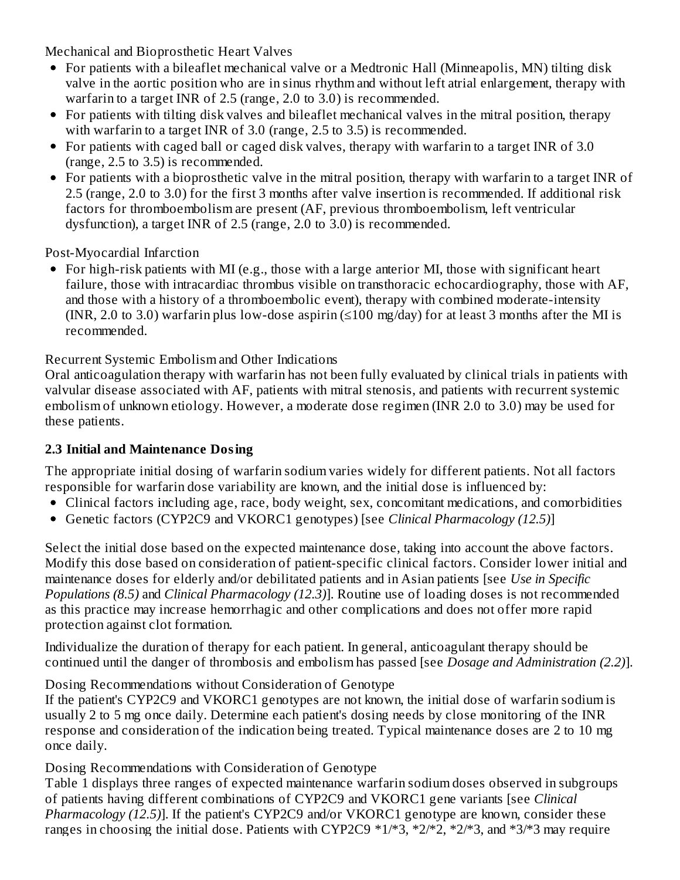Mechanical and Bioprosthetic Heart Valves

- For patients with a bileaflet mechanical valve or a Medtronic Hall (Minneapolis, MN) tilting disk valve in the aortic position who are in sinus rhythm and without left atrial enlargement, therapy with warfarin to a target INR of 2.5 (range, 2.0 to 3.0) is recommended.
- For patients with tilting disk valves and bileaflet mechanical valves in the mitral position, therapy with warfarin to a target INR of 3.0 (range, 2.5 to 3.5) is recommended.
- For patients with caged ball or caged disk valves, therapy with warfarin to a target INR of 3.0 (range, 2.5 to 3.5) is recommended.
- For patients with a bioprosthetic valve in the mitral position, therapy with warfarin to a target INR of 2.5 (range, 2.0 to 3.0) for the first 3 months after valve insertion is recommended. If additional risk factors for thromboembolism are present (AF, previous thromboembolism, left ventricular dysfunction), a target INR of 2.5 (range, 2.0 to 3.0) is recommended.

Post-Myocardial Infarction

- For high-risk patients with MI (e.g., those with a large anterior MI, those with significant heart failure, those with intracardiac thrombus visible on transthoracic echocardiography, those with AF, and those with a history of a thromboembolic event), therapy with combined moderate-intensity (INR, 2.0 to 3.0) warfarin plus low-dose aspirin (≤100 mg/day) for at least 3 months after the MI is recommended.

Recurrent Systemic Embolism and Other Indications

Oral anticoagulation therapy with warfarin has not been fully evaluated by clinical trials in patients with valvular disease associated with AF, patients with mitral stenosis, and patients with recurrent systemic embolism of unknown etiology. However, a moderate dose regimen (INR 2.0 to 3.0) may be used for these patients.

### 2.3 Initial and Maintenance Dosing

The appropriate initial dosing of warfarin sodium varies widely for different patients. Not all factors responsible for warfarin dose variability are known, and the initial dose is influenced by:

- Clinical factors including age, race, body weight, sex, concomitant medications, and comorbidities
- Genetic factors (CYP2C9 and VKORC1 genotypes) [see *Clinical Pharmacology (12.5)*]

Select the initial dose based on the expected maintenance dose, taking into account the above factors. Modify this dose based on consideration of patient-specific clinical factors. Consider lower initial and maintenance doses for elderly and/or debilitated patients and in Asian patients [see *Use in Specific Populations (8.5)* and *Clinical Pharmacology (12.3)*]. Routine use of loading doses is not recommended as this practice may increase hemorrhagic and other complications and does not offer more rapid protection against clot formation.

Individualize the duration of therapy for each patient. In general, anticoagulant therapy should be continued until the danger of thrombosis and embolism has passed [see *Dosage and Administration (2.2)*].

Dosing Recommendations without Consideration of Genotype

If the patient's CYP2C9 and VKORC1 genotypes are not known, the initial dose of warfarin sodium is usually 2 to 5 mg once daily. Determine each patient's dosing needs by close monitoring of the INR response and consideration of the indication being treated. Typical maintenance doses are 2 to 10 mg once daily.

Dosing Recommendations with Consideration of Genotype

Table 1 displays three ranges of expected maintenance warfarin sodium doses observed in subgroups of patients having different combinations of CYP2C9 and VKORC1 gene variants [see *Clinical Pharmacology (12.5)*]. If the patient's CYP2C9 and/or VKORC1 genotype are known, consider these ranges in choosing the initial dose. Patients with CYP2C9 *1/*3, *2/*2, *2/*3, and *3/*3 may require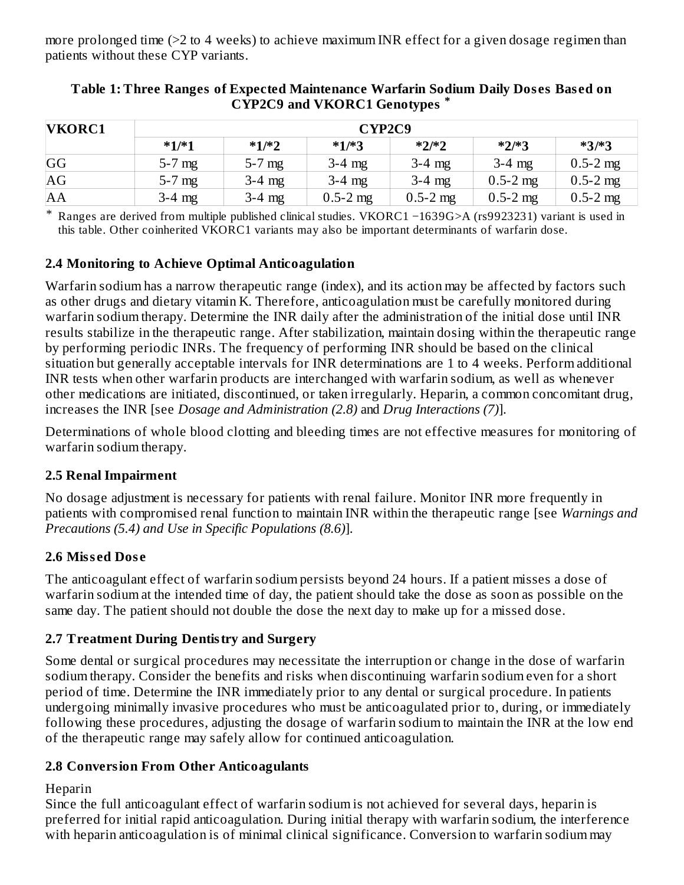more prolonged time (>2 to 4 weeks) to achieve maximum INR effect for a given dosage regimen than patients without these CYP variants.

**Table 1: Three Ranges of Expected Maintenance Warfarin Sodium Daily Doses Based on CYP2C9 and VKORC1 Genotypes ***

| VKORC1 | CYP2C9 | | | | | |
|---|---|---|---|---|---|---|
| | *1/*1 | *1/*2 | *1/*3 | *2/*2 | *2/*3 | *3/*3 |
| GG | 5-7 mg | 5-7 mg | 3-4 mg | 3-4 mg | 3-4 mg | 0.5-2 mg |
| AG | 5-7 mg | 3-4 mg | 3-4 mg | 3-4 mg | 0.5-2 mg | 0.5-2 mg |
| AA | 3-4 mg | 3-4 mg | 0.5-2 mg | 0.5-2 mg | 0.5-2 mg | 0.5-2 mg |

* Ranges are derived from multiple published clinical studies. VKORC1 −1639G>A (rs9923231) variant is used in this table. Other coinherited VKORC1 variants may also be important determinants of warfarin dose.

### 2.4 Monitoring to Achieve Optimal Anticoagulation

Warfarin sodium has a narrow therapeutic range (index), and its action may be affected by factors such as other drugs and dietary vitamin K. Therefore, anticoagulation must be carefully monitored during warfarin sodium therapy. Determine the INR daily after the administration of the initial dose until INR results stabilize in the therapeutic range. After stabilization, maintain dosing within the therapeutic range by performing periodic INRs. The frequency of performing INR should be based on the clinical situation but generally acceptable intervals for INR determinations are 1 to 4 weeks. Perform additional INR tests when other warfarin products are interchanged with warfarin sodium, as well as whenever other medications are initiated, discontinued, or taken irregularly. Heparin, a common concomitant drug, increases the INR [see *Dosage and Administration (2.8)* and *Drug Interactions (7)*].

Determinations of whole blood clotting and bleeding times are not effective measures for monitoring of warfarin sodium therapy.

### 2.5 Renal Impairment

No dosage adjustment is necessary for patients with renal failure. Monitor INR more frequently in patients with compromised renal function to maintain INR within the therapeutic range [see *Warnings and Precautions (5.4) and Use in Specific Populations (8.6)*].

### 2.6 Missed Dose

The anticoagulant effect of warfarin sodium persists beyond 24 hours. If a patient misses a dose of warfarin sodium at the intended time of day, the patient should take the dose as soon as possible on the same day. The patient should not double the dose the next day to make up for a missed dose.

### 2.7 Treatment During Dentistry and Surgery

Some dental or surgical procedures may necessitate the interruption or change in the dose of warfarin sodium therapy. Consider the benefits and risks when discontinuing warfarin sodium even for a short period of time. Determine the INR immediately prior to any dental or surgical procedure. In patients undergoing minimally invasive procedures who must be anticoagulated prior to, during, or immediately following these procedures, adjusting the dosage of warfarin sodium to maintain the INR at the low end of the therapeutic range may safely allow for continued anticoagulation.

### 2.8 Conversion From Other Anticoagulants

Heparin

Since the full anticoagulant effect of warfarin sodium is not achieved for several days, heparin is preferred for initial rapid anticoagulation. During initial therapy with warfarin sodium, the interference with heparin anticoagulation is of minimal clinical significance. Conversion to warfarin sodium may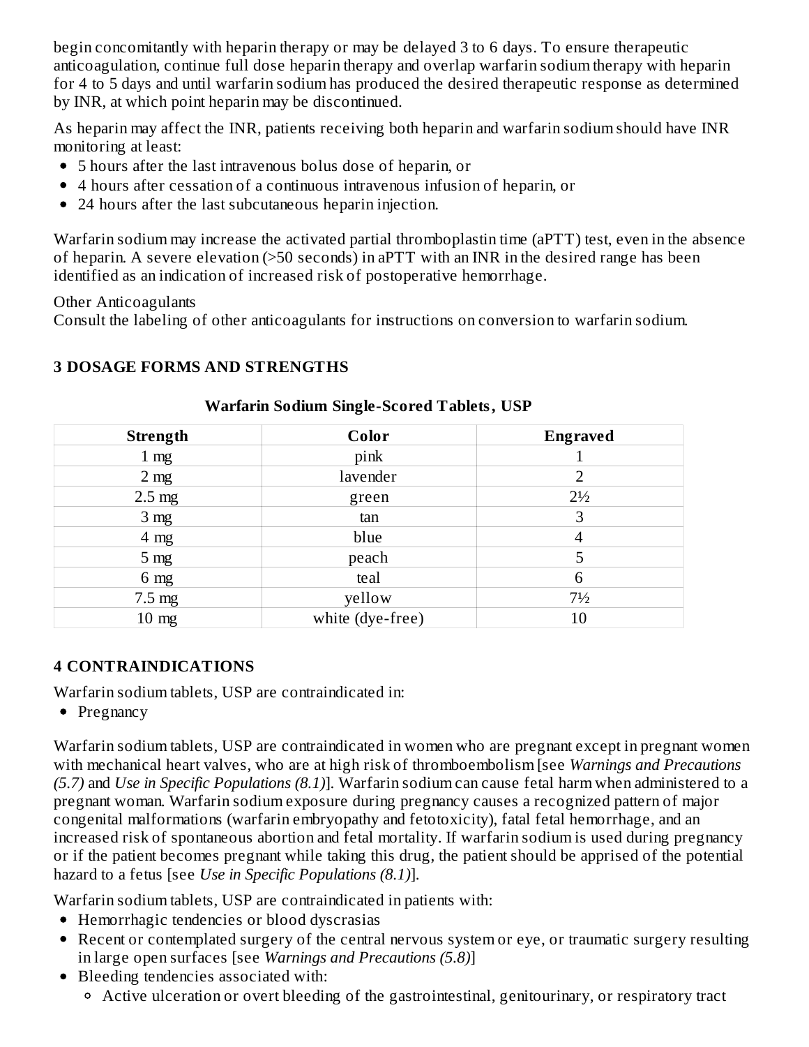begin concomitantly with heparin therapy or may be delayed 3 to 6 days. To ensure therapeutic anticoagulation, continue full dose heparin therapy and overlap warfarin sodium therapy with heparin for 4 to 5 days and until warfarin sodium has produced the desired therapeutic response as determined by INR, at which point heparin may be discontinued.

As heparin may affect the INR, patients receiving both heparin and warfarin sodium should have INR monitoring at least:

- 5 hours after the last intravenous bolus dose of heparin, or
- 4 hours after cessation of a continuous intravenous infusion of heparin, or
- 24 hours after the last subcutaneous heparin injection.

Warfarin sodium may increase the activated partial thromboplastin time (aPTT) test, even in the absence of heparin. A severe elevation (>50 seconds) in aPTT with an INR in the desired range has been identified as an indication of increased risk of postoperative hemorrhage.

Other Anticoagulants

Consult the labeling of other anticoagulants for instructions on conversion to warfarin sodium.

## 3 DOSAGE FORMS AND STRENGTHS

**Warfarin Sodium Single-Scored Tablets, USP**

| Strength | Color | Engraved |
|---|---|---|
| 1 mg | pink | 1 |
| 2 mg | lavender | 2 |
| 2.5 mg | green | 2½ |
| 3 mg | tan | 3 |
| 4 mg | blue | 4 |
| 5 mg | peach | 5 |
| 6 mg | teal | 6 |
| 7.5 mg | yellow | 7½ |
| 10 mg | white (dye-free) | 10 |

## 4 CONTRAINDICATIONS

Warfarin sodium tablets, USP are contraindicated in:

- Pregnancy

Warfarin sodium tablets, USP are contraindicated in women who are pregnant except in pregnant women with mechanical heart valves, who are at high risk of thromboembolism [see *Warnings and Precautions (5.7)* and *Use in Specific Populations (8.1)*]. Warfarin sodium can cause fetal harm when administered to a pregnant woman. Warfarin sodium exposure during pregnancy causes a recognized pattern of major congenital malformations (warfarin embryopathy and fetotoxicity), fatal fetal hemorrhage, and an increased risk of spontaneous abortion and fetal mortality. If warfarin sodium is used during pregnancy or if the patient becomes pregnant while taking this drug, the patient should be apprised of the potential hazard to a fetus [see *Use in Specific Populations (8.1)*].

Warfarin sodium tablets, USP are contraindicated in patients with:

- Hemorrhagic tendencies or blood dyscrasias
- Recent or contemplated surgery of the central nervous system or eye, or traumatic surgery resulting in large open surfaces [see *Warnings and Precautions (5.8)*]
- Bleeding tendencies associated with:
  - Active ulceration or overt bleeding of the gastrointestinal, genitourinary, or respiratory tract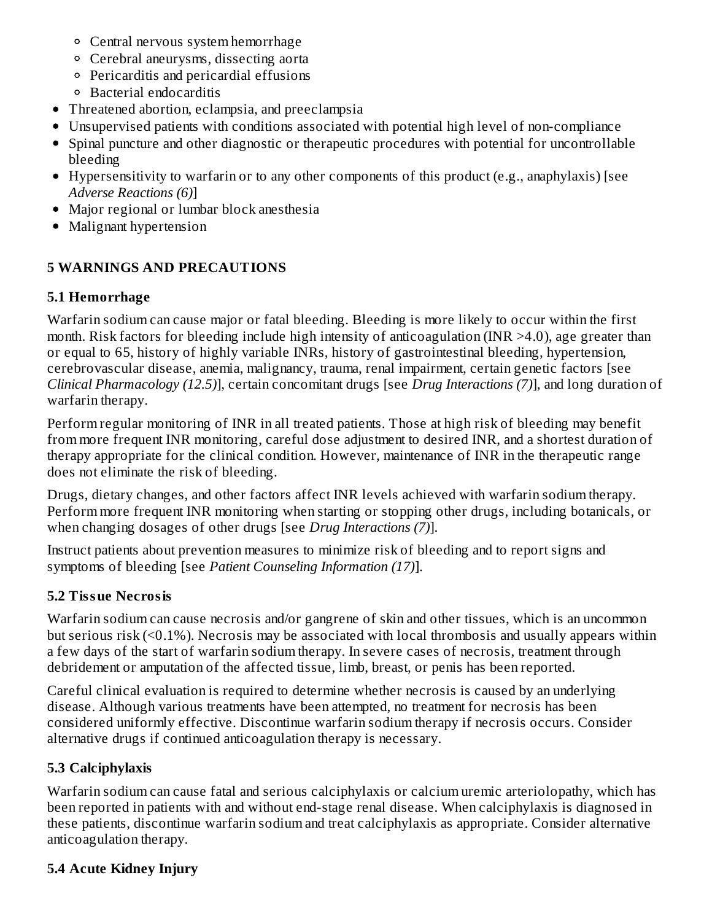- Central nervous system hemorrhage
  - Cerebral aneurysms, dissecting aorta
  - Pericarditis and pericardial effusions
  - Bacterial endocarditis
- Threatened abortion, eclampsia, and preeclampsia
- Unsupervised patients with conditions associated with potential high level of non-compliance
- Spinal puncture and other diagnostic or therapeutic procedures with potential for uncontrollable bleeding
- Hypersensitivity to warfarin or to any other components of this product (e.g., anaphylaxis) [see *Adverse Reactions (6)*]
- Major regional or lumbar block anesthesia
- Malignant hypertension

## 5 WARNINGS AND PRECAUTIONS

### 5.1 Hemorrhage

Warfarin sodium can cause major or fatal bleeding. Bleeding is more likely to occur within the first month. Risk factors for bleeding include high intensity of anticoagulation (INR >4.0), age greater than or equal to 65, history of highly variable INRs, history of gastrointestinal bleeding, hypertension, cerebrovascular disease, anemia, malignancy, trauma, renal impairment, certain genetic factors [see *Clinical Pharmacology (12.5)*], certain concomitant drugs [see *Drug Interactions (7)*], and long duration of warfarin therapy.

Perform regular monitoring of INR in all treated patients. Those at high risk of bleeding may benefit from more frequent INR monitoring, careful dose adjustment to desired INR, and a shortest duration of therapy appropriate for the clinical condition. However, maintenance of INR in the therapeutic range does not eliminate the risk of bleeding.

Drugs, dietary changes, and other factors affect INR levels achieved with warfarin sodium therapy. Perform more frequent INR monitoring when starting or stopping other drugs, including botanicals, or when changing dosages of other drugs [see *Drug Interactions (7)*].

Instruct patients about prevention measures to minimize risk of bleeding and to report signs and symptoms of bleeding [see *Patient Counseling Information (17)*].

### 5.2 Tissue Necrosis

Warfarin sodium can cause necrosis and/or gangrene of skin and other tissues, which is an uncommon but serious risk (<0.1%). Necrosis may be associated with local thrombosis and usually appears within a few days of the start of warfarin sodium therapy. In severe cases of necrosis, treatment through debridement or amputation of the affected tissue, limb, breast, or penis has been reported.

Careful clinical evaluation is required to determine whether necrosis is caused by an underlying disease. Although various treatments have been attempted, no treatment for necrosis has been considered uniformly effective. Discontinue warfarin sodium therapy if necrosis occurs. Consider alternative drugs if continued anticoagulation therapy is necessary.

### 5.3 Calciphylaxis

Warfarin sodium can cause fatal and serious calciphylaxis or calcium uremic arteriolopathy, which has been reported in patients with and without end-stage renal disease. When calciphylaxis is diagnosed in these patients, discontinue warfarin sodium and treat calciphylaxis as appropriate. Consider alternative anticoagulation therapy.

### 5.4 Acute Kidney Injury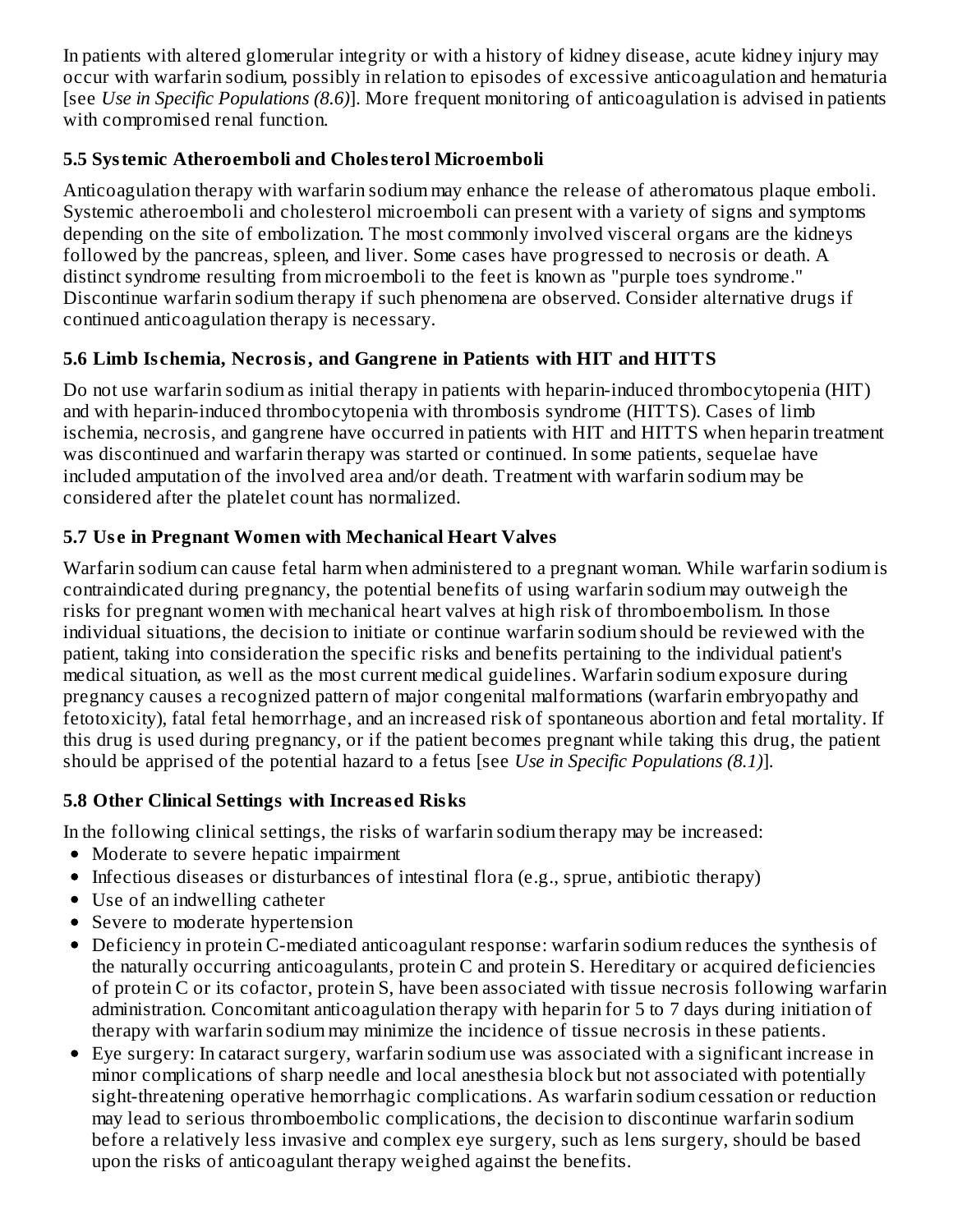In patients with altered glomerular integrity or with a history of kidney disease, acute kidney injury may occur with warfarin sodium, possibly in relation to episodes of excessive anticoagulation and hematuria [see *Use in Specific Populations (8.6)*]. More frequent monitoring of anticoagulation is advised in patients with compromised renal function.

### 5.5 Systemic Atheroemboli and Cholesterol Microemboli

Anticoagulation therapy with warfarin sodium may enhance the release of atheromatous plaque emboli. Systemic atheroemboli and cholesterol microemboli can present with a variety of signs and symptoms depending on the site of embolization. The most commonly involved visceral organs are the kidneys followed by the pancreas, spleen, and liver. Some cases have progressed to necrosis or death. A distinct syndrome resulting from microemboli to the feet is known as "purple toes syndrome." Discontinue warfarin sodium therapy if such phenomena are observed. Consider alternative drugs if continued anticoagulation therapy is necessary.

### 5.6 Limb Ischemia, Necrosis, and Gangrene in Patients with HIT and HITTS

Do not use warfarin sodium as initial therapy in patients with heparin-induced thrombocytopenia (HIT) and with heparin-induced thrombocytopenia with thrombosis syndrome (HITTS). Cases of limb ischemia, necrosis, and gangrene have occurred in patients with HIT and HITTS when heparin treatment was discontinued and warfarin therapy was started or continued. In some patients, sequelae have included amputation of the involved area and/or death. Treatment with warfarin sodium may be considered after the platelet count has normalized.

### 5.7 Use in Pregnant Women with Mechanical Heart Valves

Warfarin sodium can cause fetal harm when administered to a pregnant woman. While warfarin sodium is contraindicated during pregnancy, the potential benefits of using warfarin sodium may outweigh the risks for pregnant women with mechanical heart valves at high risk of thromboembolism. In those individual situations, the decision to initiate or continue warfarin sodium should be reviewed with the patient, taking into consideration the specific risks and benefits pertaining to the individual patient's medical situation, as well as the most current medical guidelines. Warfarin sodium exposure during pregnancy causes a recognized pattern of major congenital malformations (warfarin embryopathy and fetotoxicity), fatal fetal hemorrhage, and an increased risk of spontaneous abortion and fetal mortality. If this drug is used during pregnancy, or if the patient becomes pregnant while taking this drug, the patient should be apprised of the potential hazard to a fetus [see *Use in Specific Populations (8.1)*].

### 5.8 Other Clinical Settings with Increased Risks

In the following clinical settings, the risks of warfarin sodium therapy may be increased:

- Moderate to severe hepatic impairment
- Infectious diseases or disturbances of intestinal flora (e.g., sprue, antibiotic therapy)
- Use of an indwelling catheter
- Severe to moderate hypertension
- Deficiency in protein C-mediated anticoagulant response: warfarin sodium reduces the synthesis of the naturally occurring anticoagulants, protein C and protein S. Hereditary or acquired deficiencies of protein C or its cofactor, protein S, have been associated with tissue necrosis following warfarin administration. Concomitant anticoagulation therapy with heparin for 5 to 7 days during initiation of therapy with warfarin sodium may minimize the incidence of tissue necrosis in these patients.
- Eye surgery: In cataract surgery, warfarin sodium use was associated with a significant increase in minor complications of sharp needle and local anesthesia block but not associated with potentially sight-threatening operative hemorrhagic complications. As warfarin sodium cessation or reduction may lead to serious thromboembolic complications, the decision to discontinue warfarin sodium before a relatively less invasive and complex eye surgery, such as lens surgery, should be based upon the risks of anticoagulant therapy weighed against the benefits.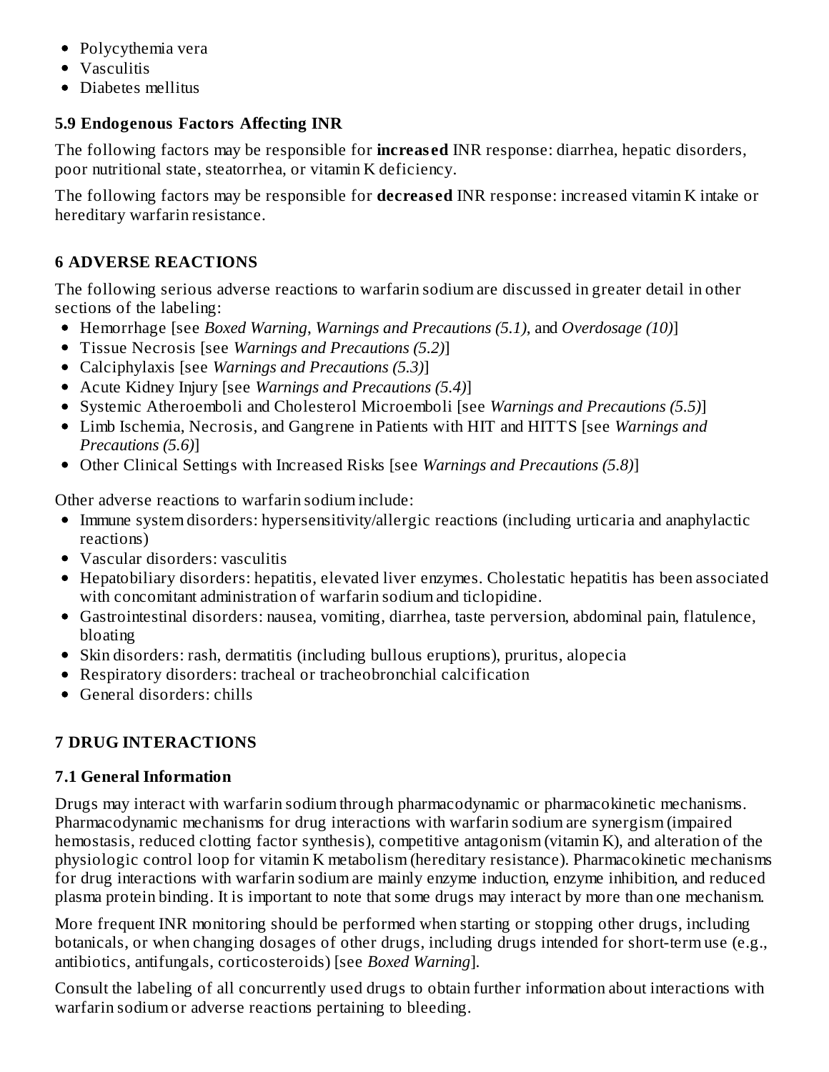- Polycythemia vera
- Vasculitis
- Diabetes mellitus

### 5.9 Endogenous Factors Affecting INR

The following factors may be responsible for **increased** INR response: diarrhea, hepatic disorders, poor nutritional state, steatorrhea, or vitamin K deficiency.

The following factors may be responsible for **decreased** INR response: increased vitamin K intake or hereditary warfarin resistance.

## 6 ADVERSE REACTIONS

The following serious adverse reactions to warfarin sodium are discussed in greater detail in other sections of the labeling:

- Hemorrhage [see *Boxed Warning*, *Warnings and Precautions (5.1)*, and *Overdosage (10)*]
- Tissue Necrosis [see *Warnings and Precautions (5.2)*]
- Calciphylaxis [see *Warnings and Precautions (5.3)*]
- Acute Kidney Injury [see *Warnings and Precautions (5.4)*]
- Systemic Atheroemboli and Cholesterol Microemboli [see *Warnings and Precautions (5.5)*]
- Limb Ischemia, Necrosis, and Gangrene in Patients with HIT and HITTS [see *Warnings and Precautions (5.6)*]
- Other Clinical Settings with Increased Risks [see *Warnings and Precautions (5.8)*]

Other adverse reactions to warfarin sodium include:

- Immune system disorders: hypersensitivity/allergic reactions (including urticaria and anaphylactic reactions)
- Vascular disorders: vasculitis
- Hepatobiliary disorders: hepatitis, elevated liver enzymes. Cholestatic hepatitis has been associated with concomitant administration of warfarin sodium and ticlopidine.
- Gastrointestinal disorders: nausea, vomiting, diarrhea, taste perversion, abdominal pain, flatulence, bloating
- Skin disorders: rash, dermatitis (including bullous eruptions), pruritus, alopecia
- Respiratory disorders: tracheal or tracheobronchial calcification
- General disorders: chills

## 7 DRUG INTERACTIONS

### 7.1 General Information

Drugs may interact with warfarin sodium through pharmacodynamic or pharmacokinetic mechanisms. Pharmacodynamic mechanisms for drug interactions with warfarin sodium are synergism (impaired hemostasis, reduced clotting factor synthesis), competitive antagonism (vitamin K), and alteration of the physiologic control loop for vitamin K metabolism (hereditary resistance). Pharmacokinetic mechanisms for drug interactions with warfarin sodium are mainly enzyme induction, enzyme inhibition, and reduced plasma protein binding. It is important to note that some drugs may interact by more than one mechanism.

More frequent INR monitoring should be performed when starting or stopping other drugs, including botanicals, or when changing dosages of other drugs, including drugs intended for short-term use (e.g., antibiotics, antifungals, corticosteroids) [see *Boxed Warning*].

Consult the labeling of all concurrently used drugs to obtain further information about interactions with warfarin sodium or adverse reactions pertaining to bleeding.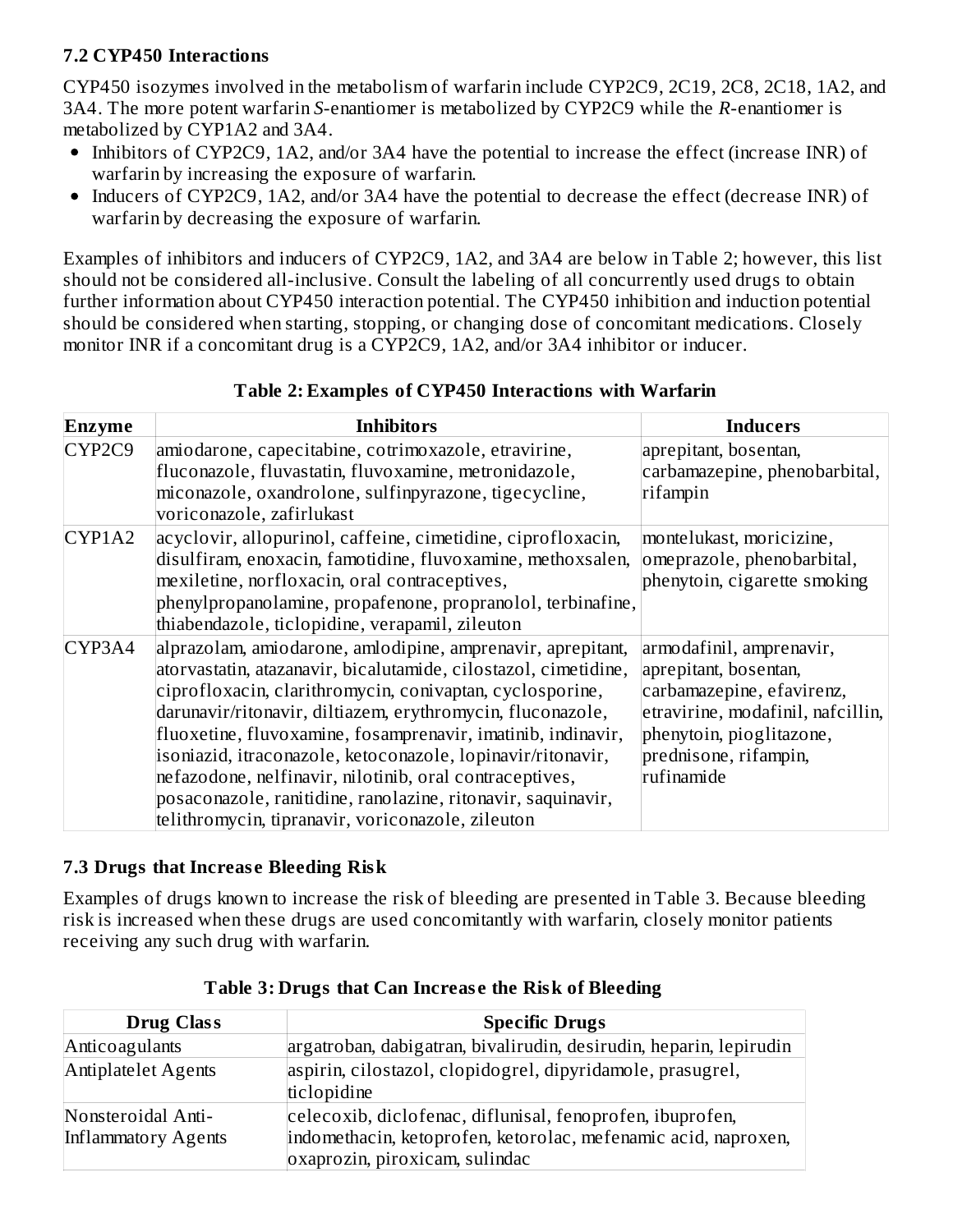### 7.2 CYP450 Interactions

CYP450 isozymes involved in the metabolism of warfarin include CYP2C9, 2C19, 2C8, 2C18, 1A2, and 3A4. The more potent warfarin *S*-enantiomer is metabolized by CYP2C9 while the *R*-enantiomer is metabolized by CYP1A2 and 3A4.

- Inhibitors of CYP2C9, 1A2, and/or 3A4 have the potential to increase the effect (increase INR) of warfarin by increasing the exposure of warfarin.
- Inducers of CYP2C9, 1A2, and/or 3A4 have the potential to decrease the effect (decrease INR) of warfarin by decreasing the exposure of warfarin.

Examples of inhibitors and inducers of CYP2C9, 1A2, and 3A4 are below in Table 2; however, this list should not be considered all-inclusive. Consult the labeling of all concurrently used drugs to obtain further information about CYP450 interaction potential. The CYP450 inhibition and induction potential should be considered when starting, stopping, or changing dose of concomitant medications. Closely monitor INR if a concomitant drug is a CYP2C9, 1A2, and/or 3A4 inhibitor or inducer.

**Table 2: Examples of CYP450 Interactions with Warfarin**

| Enzyme | Inhibitors | Inducers |
|---|---|---|
| CYP2C9 | amiodarone, capecitabine, cotrimoxazole, etravirine, fluconazole, fluvastatin, fluvoxamine, metronidazole, miconazole, oxandrolone, sulfinpyrazone, tigecycline, voriconazole, zafirlukast | aprepitant, bosentan, carbamazepine, phenobarbital, rifampin |
| CYP1A2 | acyclovir, allopurinol, caffeine, cimetidine, ciprofloxacin, disulfiram, enoxacin, famotidine, fluvoxamine, methoxsalen, mexiletine, norfloxacin, oral contraceptives, phenylpropanolamine, propafenone, propranolol, terbinafine, thiabendazole, ticlopidine, verapamil, zileuton | montelukast, moricizine, omeprazole, phenobarbital, phenytoin, cigarette smoking |
| CYP3A4 | alprazolam, amiodarone, amlodipine, amprenavir, aprepitant, atorvastatin, atazanavir, bicalutamide, cilostazol, cimetidine, ciprofloxacin, clarithromycin, conivaptan, cyclosporine, darunavir/ritonavir, diltiazem, erythromycin, fluconazole, fluoxetine, fluvoxamine, fosamprenavir, imatinib, indinavir, isoniazid, itraconazole, ketoconazole, lopinavir/ritonavir, nefazodone, nelfinavir, nilotinib, oral contraceptives, posaconazole, ranitidine, ranolazine, ritonavir, saquinavir, telithromycin, tipranavir, voriconazole, zileuton | armodafinil, amprenavir, aprepitant, bosentan, carbamazepine, efavirenz, etravirine, modafinil, nafcillin, phenytoin, pioglitazone, prednisone, rifampin, rufinamide |

### 7.3 Drugs that Increase Bleeding Risk

Examples of drugs known to increase the risk of bleeding are presented in Table 3. Because bleeding risk is increased when these drugs are used concomitantly with warfarin, closely monitor patients receiving any such drug with warfarin.

**Table 3: Drugs that Can Increase the Risk of Bleeding**

| Drug Class | Specific Drugs |
|---|---|
| Anticoagulants | argatroban, dabigatran, bivalirudin, desirudin, heparin, lepirudin |
| Antiplatelet Agents | aspirin, cilostazol, clopidogrel, dipyridamole, prasugrel, ticlopidine |
| Nonsteroidal Anti-Inflammatory Agents | celecoxib, diclofenac, diflunisal, fenoprofen, ibuprofen, indomethacin, ketoprofen, ketorolac, mefenamic acid, naproxen, oxaprozin, piroxicam, sulindac |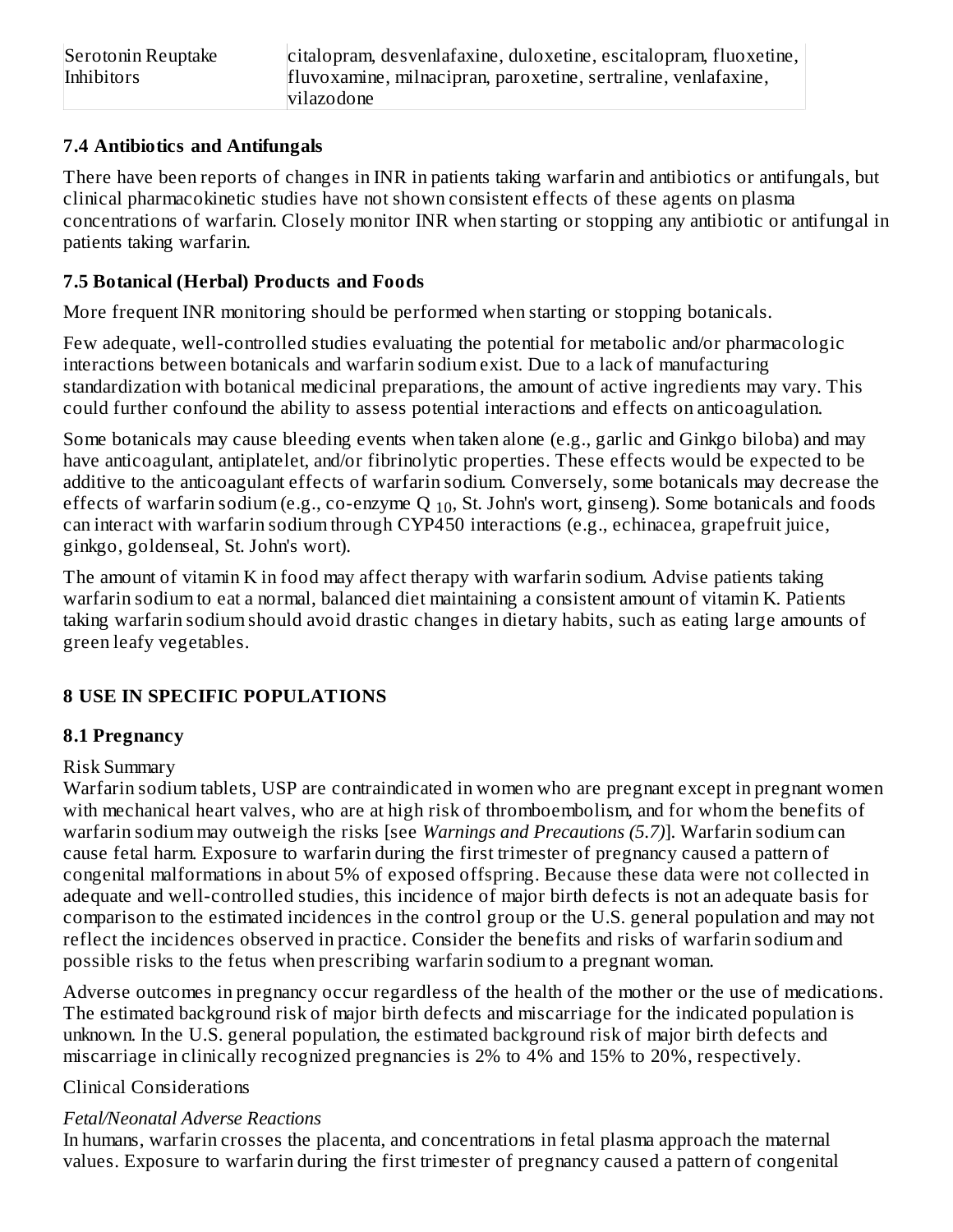| Serotonin Reuptake Inhibitors | citalopram, desvenlafaxine, duloxetine, escitalopram, fluoxetine, fluvoxamine, milnacipran, paroxetine, sertraline, venlafaxine, vilazodone |
|---|---|

### 7.4 Antibiotics and Antifungals

There have been reports of changes in INR in patients taking warfarin and antibiotics or antifungals, but clinical pharmacokinetic studies have not shown consistent effects of these agents on plasma concentrations of warfarin. Closely monitor INR when starting or stopping any antibiotic or antifungal in patients taking warfarin.

### 7.5 Botanical (Herbal) Products and Foods

More frequent INR monitoring should be performed when starting or stopping botanicals.

Few adequate, well-controlled studies evaluating the potential for metabolic and/or pharmacologic interactions between botanicals and warfarin sodium exist. Due to a lack of manufacturing standardization with botanical medicinal preparations, the amount of active ingredients may vary. This could further confound the ability to assess potential interactions and effects on anticoagulation.

Some botanicals may cause bleeding events when taken alone (e.g., garlic and Ginkgo biloba) and may have anticoagulant, antiplatelet, and/or fibrinolytic properties. These effects would be expected to be additive to the anticoagulant effects of warfarin sodium. Conversely, some botanicals may decrease the effects of warfarin sodium (e.g., co-enzyme $Q_{10}$, St. John's wort, ginseng). Some botanicals and foods can interact with warfarin sodium through CYP450 interactions (e.g., echinacea, grapefruit juice, ginkgo, goldenseal, St. John's wort).

The amount of vitamin K in food may affect therapy with warfarin sodium. Advise patients taking warfarin sodium to eat a normal, balanced diet maintaining a consistent amount of vitamin K. Patients taking warfarin sodium should avoid drastic changes in dietary habits, such as eating large amounts of green leafy vegetables.

## 8 USE IN SPECIFIC POPULATIONS

### 8.1 Pregnancy

Risk Summary

Warfarin sodium tablets, USP are contraindicated in women who are pregnant except in pregnant women with mechanical heart valves, who are at high risk of thromboembolism, and for whom the benefits of warfarin sodium may outweigh the risks [see *Warnings and Precautions (5.7)*]. Warfarin sodium can cause fetal harm. Exposure to warfarin during the first trimester of pregnancy caused a pattern of congenital malformations in about 5% of exposed offspring. Because these data were not collected in adequate and well-controlled studies, this incidence of major birth defects is not an adequate basis for comparison to the estimated incidences in the control group or the U.S. general population and may not reflect the incidences observed in practice. Consider the benefits and risks of warfarin sodium and possible risks to the fetus when prescribing warfarin sodium to a pregnant woman.

Adverse outcomes in pregnancy occur regardless of the health of the mother or the use of medications. The estimated background risk of major birth defects and miscarriage for the indicated population is unknown. In the U.S. general population, the estimated background risk of major birth defects and miscarriage in clinically recognized pregnancies is 2% to 4% and 15% to 20%, respectively.

Clinical Considerations

*Fetal/Neonatal Adverse Reactions*

In humans, warfarin crosses the placenta, and concentrations in fetal plasma approach the maternal values. Exposure to warfarin during the first trimester of pregnancy caused a pattern of congenital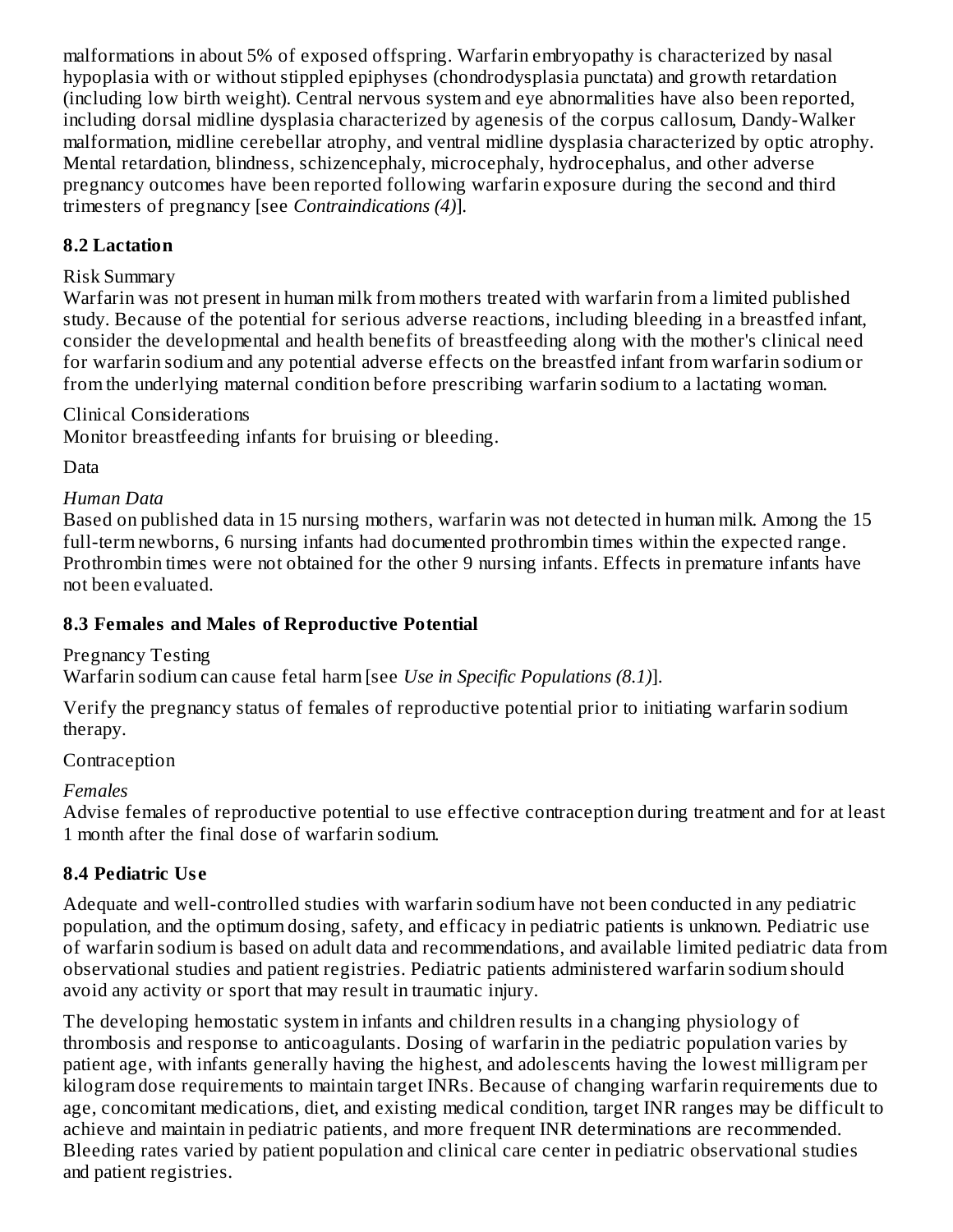malformations in about 5% of exposed offspring. Warfarin embryopathy is characterized by nasal hypoplasia with or without stippled epiphyses (chondrodysplasia punctata) and growth retardation (including low birth weight). Central nervous system and eye abnormalities have also been reported, including dorsal midline dysplasia characterized by agenesis of the corpus callosum, Dandy-Walker malformation, midline cerebellar atrophy, and ventral midline dysplasia characterized by optic atrophy. Mental retardation, blindness, schizencephaly, microcephaly, hydrocephalus, and other adverse pregnancy outcomes have been reported following warfarin exposure during the second and third trimesters of pregnancy [see *Contraindications (4)*].

## 8.2 Lactation

Risk Summary

Warfarin was not present in human milk from mothers treated with warfarin from a limited published study. Because of the potential for serious adverse reactions, including bleeding in a breastfed infant, consider the developmental and health benefits of breastfeeding along with the mother's clinical need for warfarin sodium and any potential adverse effects on the breastfed infant from warfarin sodium or from the underlying maternal condition before prescribing warfarin sodium to a lactating woman.

Clinical Considerations

Monitor breastfeeding infants for bruising or bleeding.

Data

*Human Data*

Based on published data in 15 nursing mothers, warfarin was not detected in human milk. Among the 15 full-term newborns, 6 nursing infants had documented prothrombin times within the expected range. Prothrombin times were not obtained for the other 9 nursing infants. Effects in premature infants have not been evaluated.

## 8.3 Females and Males of Reproductive Potential

Pregnancy Testing

Warfarin sodium can cause fetal harm [see *Use in Specific Populations (8.1)*].

Verify the pregnancy status of females of reproductive potential prior to initiating warfarin sodium therapy.

Contraception

*Females*

Advise females of reproductive potential to use effective contraception during treatment and for at least 1 month after the final dose of warfarin sodium.

## 8.4 Pediatric Use

Adequate and well-controlled studies with warfarin sodium have not been conducted in any pediatric population, and the optimum dosing, safety, and efficacy in pediatric patients is unknown. Pediatric use of warfarin sodium is based on adult data and recommendations, and available limited pediatric data from observational studies and patient registries. Pediatric patients administered warfarin sodium should avoid any activity or sport that may result in traumatic injury.

The developing hemostatic system in infants and children results in a changing physiology of thrombosis and response to anticoagulants. Dosing of warfarin in the pediatric population varies by patient age, with infants generally having the highest, and adolescents having the lowest milligram per kilogram dose requirements to maintain target INRs. Because of changing warfarin requirements due to age, concomitant medications, diet, and existing medical condition, target INR ranges may be difficult to achieve and maintain in pediatric patients, and more frequent INR determinations are recommended. Bleeding rates varied by patient population and clinical care center in pediatric observational studies and patient registries.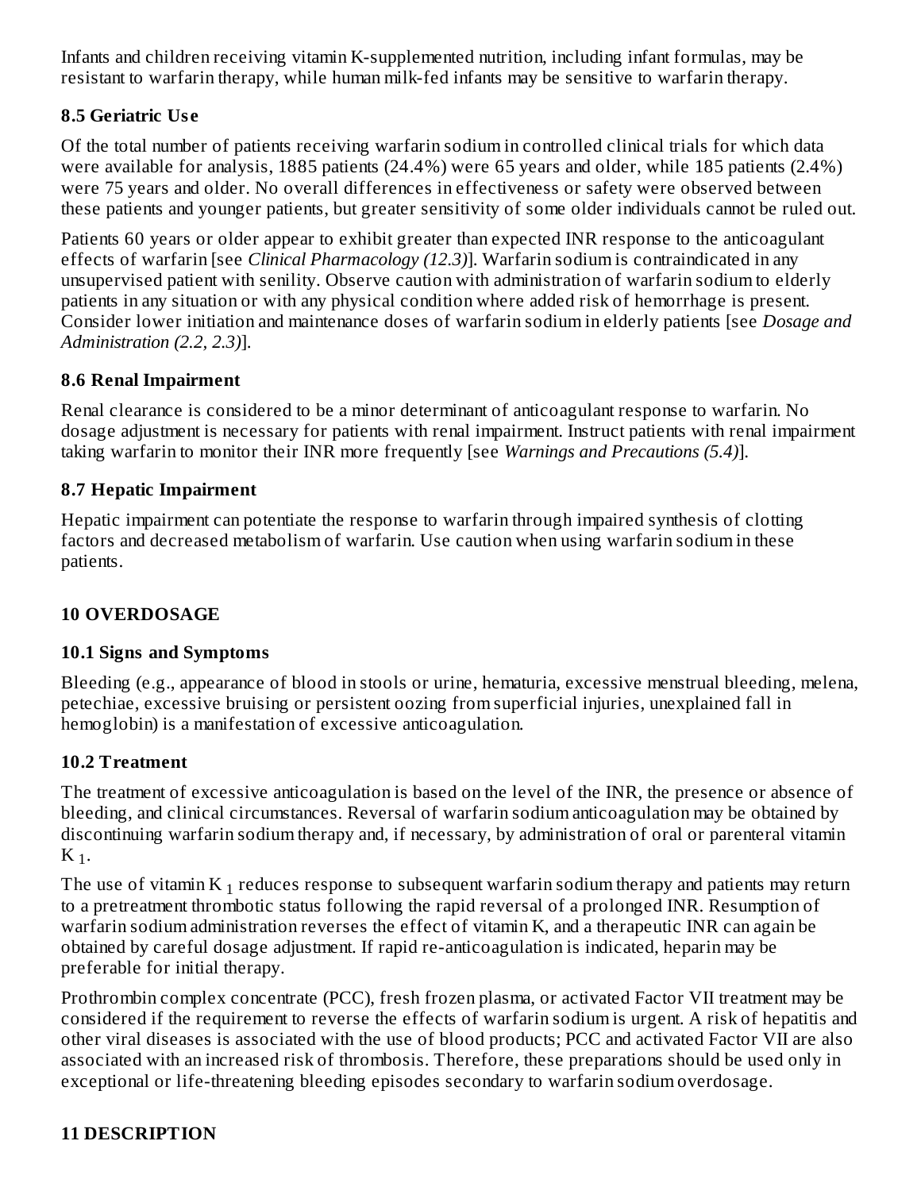Infants and children receiving vitamin K-supplemented nutrition, including infant formulas, may be resistant to warfarin therapy, while human milk-fed infants may be sensitive to warfarin therapy.

### 8.5 Geriatric Use

Of the total number of patients receiving warfarin sodium in controlled clinical trials for which data were available for analysis, 1885 patients (24.4%) were 65 years and older, while 185 patients (2.4%) were 75 years and older. No overall differences in effectiveness or safety were observed between these patients and younger patients, but greater sensitivity of some older individuals cannot be ruled out.

Patients 60 years or older appear to exhibit greater than expected INR response to the anticoagulant effects of warfarin [see *Clinical Pharmacology (12.3)*]. Warfarin sodium is contraindicated in any unsupervised patient with senility. Observe caution with administration of warfarin sodium to elderly patients in any situation or with any physical condition where added risk of hemorrhage is present. Consider lower initiation and maintenance doses of warfarin sodium in elderly patients [see *Dosage and Administration (2.2, 2.3)*].

### 8.6 Renal Impairment

Renal clearance is considered to be a minor determinant of anticoagulant response to warfarin. No dosage adjustment is necessary for patients with renal impairment. Instruct patients with renal impairment taking warfarin to monitor their INR more frequently [see *Warnings and Precautions (5.4)*].

### 8.7 Hepatic Impairment

Hepatic impairment can potentiate the response to warfarin through impaired synthesis of clotting factors and decreased metabolism of warfarin. Use caution when using warfarin sodium in these patients.

## 10 OVERDOSAGE

### 10.1 Signs and Symptoms

Bleeding (e.g., appearance of blood in stools or urine, hematuria, excessive menstrual bleeding, melena, petechiae, excessive bruising or persistent oozing from superficial injuries, unexplained fall in hemoglobin) is a manifestation of excessive anticoagulation.

### 10.2 Treatment

The treatment of excessive anticoagulation is based on the level of the INR, the presence or absence of bleeding, and clinical circumstances. Reversal of warfarin sodium anticoagulation may be obtained by discontinuing warfarin sodium therapy and, if necessary, by administration of oral or parenteral vitamin $K_1$.

The use of vitamin $K_1$ reduces response to subsequent warfarin sodium therapy and patients may return to a pretreatment thrombotic status following the rapid reversal of a prolonged INR. Resumption of warfarin sodium administration reverses the effect of vitamin K, and a therapeutic INR can again be obtained by careful dosage adjustment. If rapid re-anticoagulation is indicated, heparin may be preferable for initial therapy.

Prothrombin complex concentrate (PCC), fresh frozen plasma, or activated Factor VII treatment may be considered if the requirement to reverse the effects of warfarin sodium is urgent. A risk of hepatitis and other viral diseases is associated with the use of blood products; PCC and activated Factor VII are also associated with an increased risk of thrombosis. Therefore, these preparations should be used only in exceptional or life-threatening bleeding episodes secondary to warfarin sodium overdosage.

## 11 DESCRIPTION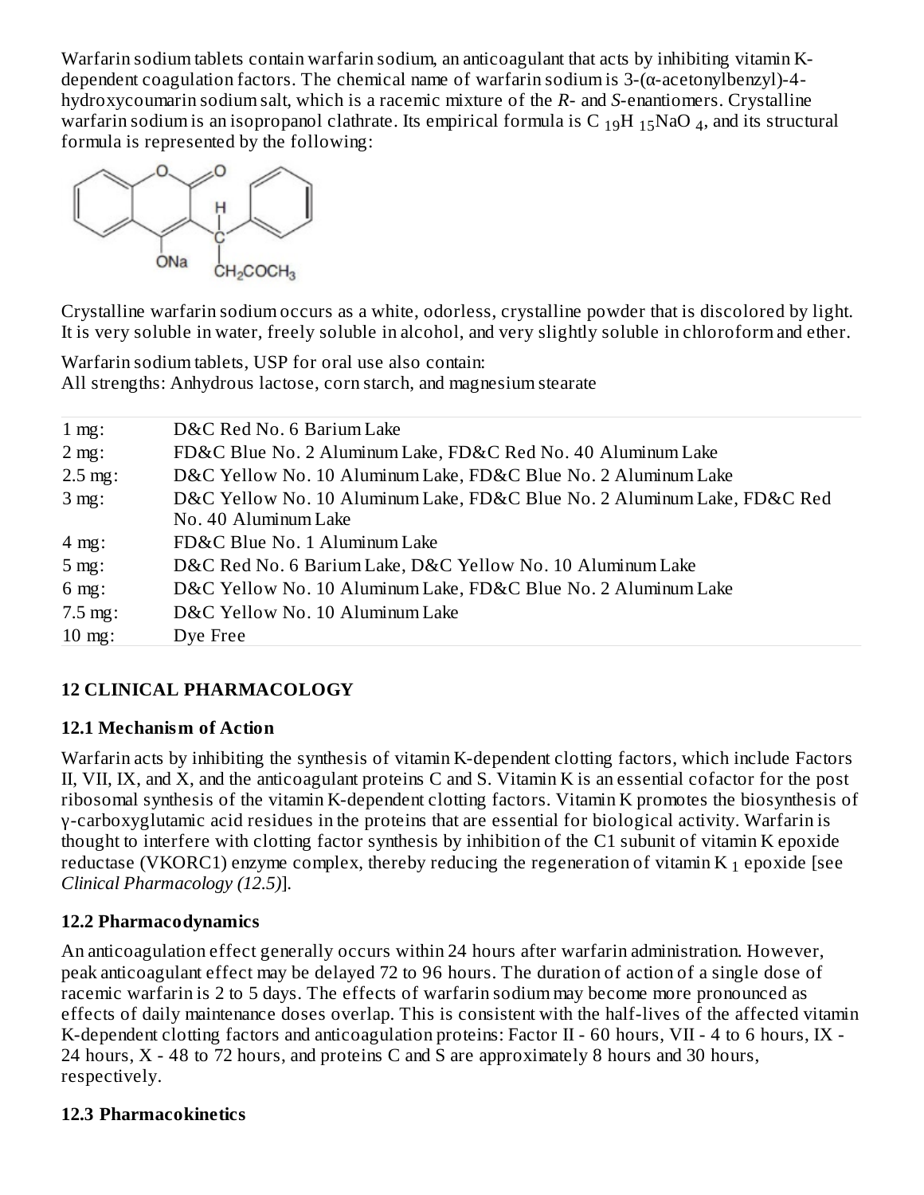Warfarin sodium tablets contain warfarin sodium, an anticoagulant that acts by inhibiting vitamin K-dependent coagulation factors. The chemical name of warfarin sodium is 3-(α-acetonylbenzyl)-4-hydroxycoumarin sodium salt, which is a racemic mixture of the *R*- and *S*-enantiomers. Crystalline warfarin sodium is an isopropanol clathrate. Its empirical formula is $C_{19}H_{15}NaO_4$, and its structural formula is represented by the following:

Crystalline warfarin sodium occurs as a white, odorless, crystalline powder that is discolored by light. It is very soluble in water, freely soluble in alcohol, and very slightly soluble in chloroform and ether.

Warfarin sodium tablets, USP for oral use also contain:
All strengths: Anhydrous lactose, corn starch, and magnesium stearate

| | |
|---|---|
| 1 mg: | D&C Red No. 6 Barium Lake |
| 2 mg: | FD&C Blue No. 2 Aluminum Lake, FD&C Red No. 40 Aluminum Lake |
| 2.5 mg: | D&C Yellow No. 10 Aluminum Lake, FD&C Blue No. 2 Aluminum Lake |
| 3 mg: | D&C Yellow No. 10 Aluminum Lake, FD&C Blue No. 2 Aluminum Lake, FD&C Red No. 40 Aluminum Lake |
| 4 mg: | FD&C Blue No. 1 Aluminum Lake |
| 5 mg: | D&C Red No. 6 Barium Lake, D&C Yellow No. 10 Aluminum Lake |
| 6 mg: | D&C Yellow No. 10 Aluminum Lake, FD&C Blue No. 2 Aluminum Lake |
| 7.5 mg: | D&C Yellow No. 10 Aluminum Lake |
| 10 mg: | Dye Free |

## 12 CLINICAL PHARMACOLOGY

### 12.1 Mechanism of Action

Warfarin acts by inhibiting the synthesis of vitamin K-dependent clotting factors, which include Factors II, VII, IX, and X, and the anticoagulant proteins C and S. Vitamin K is an essential cofactor for the post ribosomal synthesis of the vitamin K-dependent clotting factors. Vitamin K promotes the biosynthesis of γ-carboxyglutamic acid residues in the proteins that are essential for biological activity. Warfarin is thought to interfere with clotting factor synthesis by inhibition of the C1 subunit of vitamin K epoxide reductase (VKORC1) enzyme complex, thereby reducing the regeneration of vitamin $K_1$ epoxide [see *Clinical Pharmacology (12.5)*].

### 12.2 Pharmacodynamics

An anticoagulation effect generally occurs within 24 hours after warfarin administration. However, peak anticoagulant effect may be delayed 72 to 96 hours. The duration of action of a single dose of racemic warfarin is 2 to 5 days. The effects of warfarin sodium may become more pronounced as effects of daily maintenance doses overlap. This is consistent with the half-lives of the affected vitamin K-dependent clotting factors and anticoagulation proteins: Factor II - 60 hours, VII - 4 to 6 hours, IX - 24 hours, X - 48 to 72 hours, and proteins C and S are approximately 8 hours and 30 hours, respectively.

### 12.3 Pharmacokinetics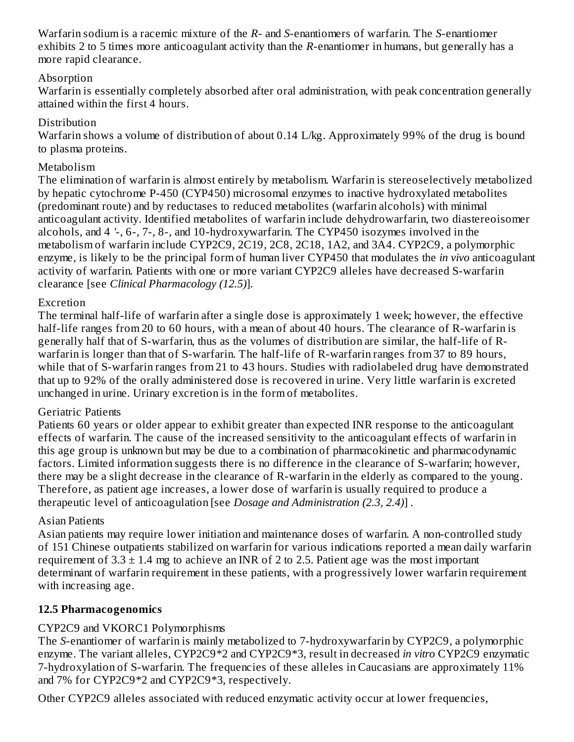Warfarin sodium is a racemic mixture of the *R*- and *S*-enantiomers of warfarin. The *S*-enantiomer exhibits 2 to 5 times more anticoagulant activity than the *R*-enantiomer in humans, but generally has a more rapid clearance.

Absorption

Warfarin is essentially completely absorbed after oral administration, with peak concentration generally attained within the first 4 hours.

Distribution

Warfarin shows a volume of distribution of about 0.14 L/kg. Approximately 99% of the drug is bound to plasma proteins.

Metabolism

The elimination of warfarin is almost entirely by metabolism. Warfarin is stereoselectively metabolized by hepatic cytochrome P-450 (CYP450) microsomal enzymes to inactive hydroxylated metabolites (predominant route) and by reductases to reduced metabolites (warfarin alcohols) with minimal anticoagulant activity. Identified metabolites of warfarin include dehydrowarfarin, two diastereoisomer alcohols, and 4 '-, 6-, 7-, 8-, and 10-hydroxywarfarin. The CYP450 isozymes involved in the metabolism of warfarin include CYP2C9, 2C19, 2C8, 2C18, 1A2, and 3A4. CYP2C9, a polymorphic enzyme, is likely to be the principal form of human liver CYP450 that modulates the *in vivo* anticoagulant activity of warfarin. Patients with one or more variant CYP2C9 alleles have decreased S-warfarin clearance [see *Clinical Pharmacology (12.5)*].

Excretion

The terminal half-life of warfarin after a single dose is approximately 1 week; however, the effective half-life ranges from 20 to 60 hours, with a mean of about 40 hours. The clearance of R-warfarin is generally half that of S-warfarin, thus as the volumes of distribution are similar, the half-life of R-warfarin is longer than that of S-warfarin. The half-life of R-warfarin ranges from 37 to 89 hours, while that of S-warfarin ranges from 21 to 43 hours. Studies with radiolabeled drug have demonstrated that up to 92% of the orally administered dose is recovered in urine. Very little warfarin is excreted unchanged in urine. Urinary excretion is in the form of metabolites.

Geriatric Patients

Patients 60 years or older appear to exhibit greater than expected INR response to the anticoagulant effects of warfarin. The cause of the increased sensitivity to the anticoagulant effects of warfarin in this age group is unknown but may be due to a combination of pharmacokinetic and pharmacodynamic factors. Limited information suggests there is no difference in the clearance of S-warfarin; however, there may be a slight decrease in the clearance of R-warfarin in the elderly as compared to the young. Therefore, as patient age increases, a lower dose of warfarin is usually required to produce a therapeutic level of anticoagulation [see *Dosage and Administration (2.3, 2.4)*] .

Asian Patients

Asian patients may require lower initiation and maintenance doses of warfarin. A non-controlled study of 151 Chinese outpatients stabilized on warfarin for various indications reported a mean daily warfarin requirement of $3.3 \pm 1.4$ mg to achieve an INR of 2 to 2.5. Patient age was the most important determinant of warfarin requirement in these patients, with a progressively lower warfarin requirement with increasing age.

### 12.5 Pharmacogenomics

CYP2C9 and VKORC1 Polymorphisms

The *S*-enantiomer of warfarin is mainly metabolized to 7-hydroxywarfarin by CYP2C9, a polymorphic enzyme. The variant alleles, CYP2C9*2 and CYP2C9*3, result in decreased *in vitro* CYP2C9 enzymatic 7-hydroxylation of S-warfarin. The frequencies of these alleles in Caucasians are approximately 11% and 7% for CYP2C9*2 and CYP2C9*3, respectively.

Other CYP2C9 alleles associated with reduced enzymatic activity occur at lower frequencies,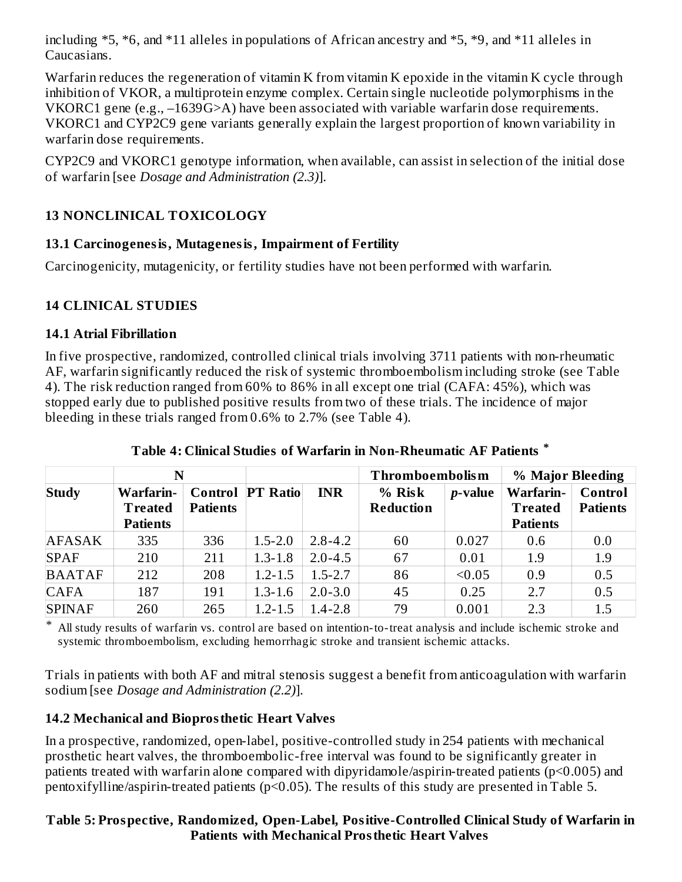including *5, *6, and *11 alleles in populations of African ancestry and *5, *9, and *11 alleles in Caucasians.

Warfarin reduces the regeneration of vitamin K from vitamin K epoxide in the vitamin K cycle through inhibition of VKOR, a multiprotein enzyme complex. Certain single nucleotide polymorphisms in the VKORC1 gene (e.g., –1639G>A) have been associated with variable warfarin dose requirements. VKORC1 and CYP2C9 gene variants generally explain the largest proportion of known variability in warfarin dose requirements.

CYP2C9 and VKORC1 genotype information, when available, can assist in selection of the initial dose of warfarin [see *Dosage and Administration (2.3)*].

## 13 NONCLINICAL TOXICOLOGY

### 13.1 Carcinogenesis, Mutagenesis, Impairment of Fertility

Carcinogenicity, mutagenicity, or fertility studies have not been performed with warfarin.

## 14 CLINICAL STUDIES

### 14.1 Atrial Fibrillation

In five prospective, randomized, controlled clinical trials involving 3711 patients with non-rheumatic AF, warfarin significantly reduced the risk of systemic thromboembolism including stroke (see Table 4). The risk reduction ranged from 60% to 86% in all except one trial (CAFA: 45%), which was stopped early due to published positive results from two of these trials. The incidence of major bleeding in these trials ranged from 0.6% to 2.7% (see Table 4).

**Table 4: Clinical Studies of Warfarin in Non-Rheumatic AF Patients ***

| | N | | | | Thromboembolism | | % Major Bleeding | |
|---|---|---|---|---|---|---|---|---|
| **Study** | **Warfarin-Treated Patients** | **Control Patients** | **PT Ratio** | **INR** | **% Risk Reduction** | ***p*-value** | **Warfarin-Treated Patients** | **Control Patients** |
| AFASAK | 335 | 336 | 1.5-2.0 | 2.8-4.2 | 60 | 0.027 | 0.6 | 0.0 |
| SPAF | 210 | 211 | 1.3-1.8 | 2.0-4.5 | 67 | 0.01 | 1.9 | 1.9 |
| BAATAF | 212 | 208 | 1.2-1.5 | 1.5-2.7 | 86 | <0.05 | 0.9 | 0.5 |
| CAFA | 187 | 191 | 1.3-1.6 | 2.0-3.0 | 45 | 0.25 | 2.7 | 0.5 |
| SPINAF | 260 | 265 | 1.2-1.5 | 1.4-2.8 | 79 | 0.001 | 2.3 | 1.5 |

\* All study results of warfarin vs. control are based on intention-to-treat analysis and include ischemic stroke and systemic thromboembolism, excluding hemorrhagic stroke and transient ischemic attacks.

Trials in patients with both AF and mitral stenosis suggest a benefit from anticoagulation with warfarin sodium [see *Dosage and Administration (2.2)*].

### 14.2 Mechanical and Bioprosthetic Heart Valves

In a prospective, randomized, open-label, positive-controlled study in 254 patients with mechanical prosthetic heart valves, the thromboembolic-free interval was found to be significantly greater in patients treated with warfarin alone compared with dipyridamole/aspirin-treated patients ($p<0.005$) and pentoxifylline/aspirin-treated patients ($p<0.05$). The results of this study are presented in Table 5.

**Table 5: Prospective, Randomized, Open-Label, Positive-Controlled Clinical Study of Warfarin in Patients with Mechanical Prosthetic Heart Valves**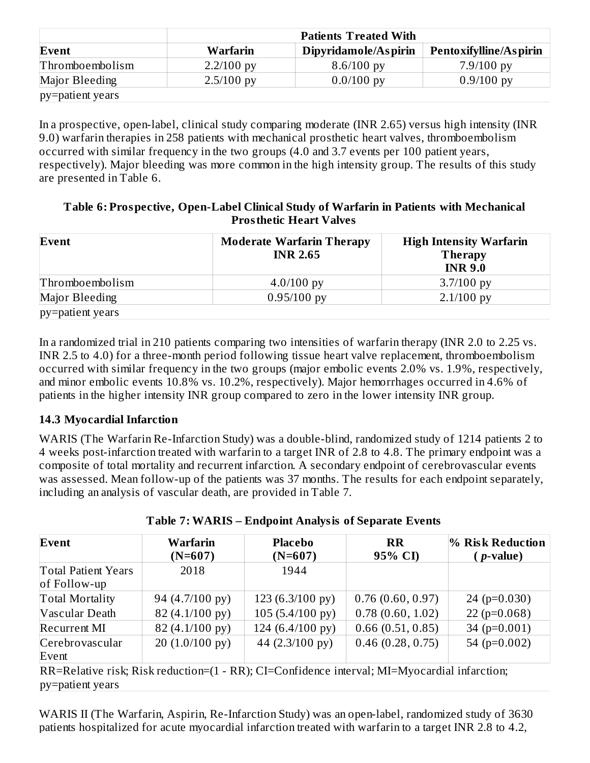| | Patients Treated With | | |
|---|---|---|---|
| **Event** | **Warfarin** | **Dipyridamole/Aspirin** | **Pentoxifylline/Aspirin** |
| Thromboembolism | 2.2/100 py | 8.6/100 py | 7.9/100 py |
| Major Bleeding | 2.5/100 py | 0.0/100 py | 0.9/100 py |

py=patient years

In a prospective, open-label, clinical study comparing moderate (INR 2.65) versus high intensity (INR 9.0) warfarin therapies in 258 patients with mechanical prosthetic heart valves, thromboembolism occurred with similar frequency in the two groups (4.0 and 3.7 events per 100 patient years, respectively). Major bleeding was more common in the high intensity group. The results of this study are presented in Table 6.

**Table 6: Prospective, Open-Label Clinical Study of Warfarin in Patients with Mechanical Prosthetic Heart Valves**

| Event | Moderate Warfarin Therapy INR 2.65 | High Intensity Warfarin Therapy INR 9.0 |
|---|---|---|
| Thromboembolism | 4.0/100 py | 3.7/100 py |
| Major Bleeding | 0.95/100 py | 2.1/100 py |

py=patient years

In a randomized trial in 210 patients comparing two intensities of warfarin therapy (INR 2.0 to 2.25 vs. INR 2.5 to 4.0) for a three-month period following tissue heart valve replacement, thromboembolism occurred with similar frequency in the two groups (major embolic events 2.0% vs. 1.9%, respectively, and minor embolic events 10.8% vs. 10.2%, respectively). Major hemorrhages occurred in 4.6% of patients in the higher intensity INR group compared to zero in the lower intensity INR group.

### 14.3 Myocardial Infarction

WARIS (The Warfarin Re-Infarction Study) was a double-blind, randomized study of 1214 patients 2 to 4 weeks post-infarction treated with warfarin to a target INR of 2.8 to 4.8. The primary endpoint was a composite of total mortality and recurrent infarction. A secondary endpoint of cerebrovascular events was assessed. Mean follow-up of the patients was 37 months. The results for each endpoint separately, including an analysis of vascular death, are provided in Table 7.

**Table 7: WARIS – Endpoint Analysis of Separate Events**

| Event | Warfarin (N=607) | Placebo (N=607) | RR 95% CI) | % Risk Reduction (*p*-value) |
|---|---|---|---|---|
| Total Patient Years of Follow-up | 2018 | 1944 | | |
| Total Mortality | 94 (4.7/100 py) | 123 (6.3/100 py) | 0.76 (0.60, 0.97) | 24 (p=0.030) |
| Vascular Death | 82 (4.1/100 py) | 105 (5.4/100 py) | 0.78 (0.60, 1.02) | 22 (p=0.068) |
| Recurrent MI | 82 (4.1/100 py) | 124 (6.4/100 py) | 0.66 (0.51, 0.85) | 34 (p=0.001) |
| Cerebrovascular Event | 20 (1.0/100 py) | 44 (2.3/100 py) | 0.46 (0.28, 0.75) | 54 (p=0.002) |

RR=Relative risk; Risk reduction=(1 - RR); CI=Confidence interval; MI=Myocardial infarction; py=patient years

WARIS II (The Warfarin, Aspirin, Re-Infarction Study) was an open-label, randomized study of 3630 patients hospitalized for acute myocardial infarction treated with warfarin to a target INR 2.8 to 4.2,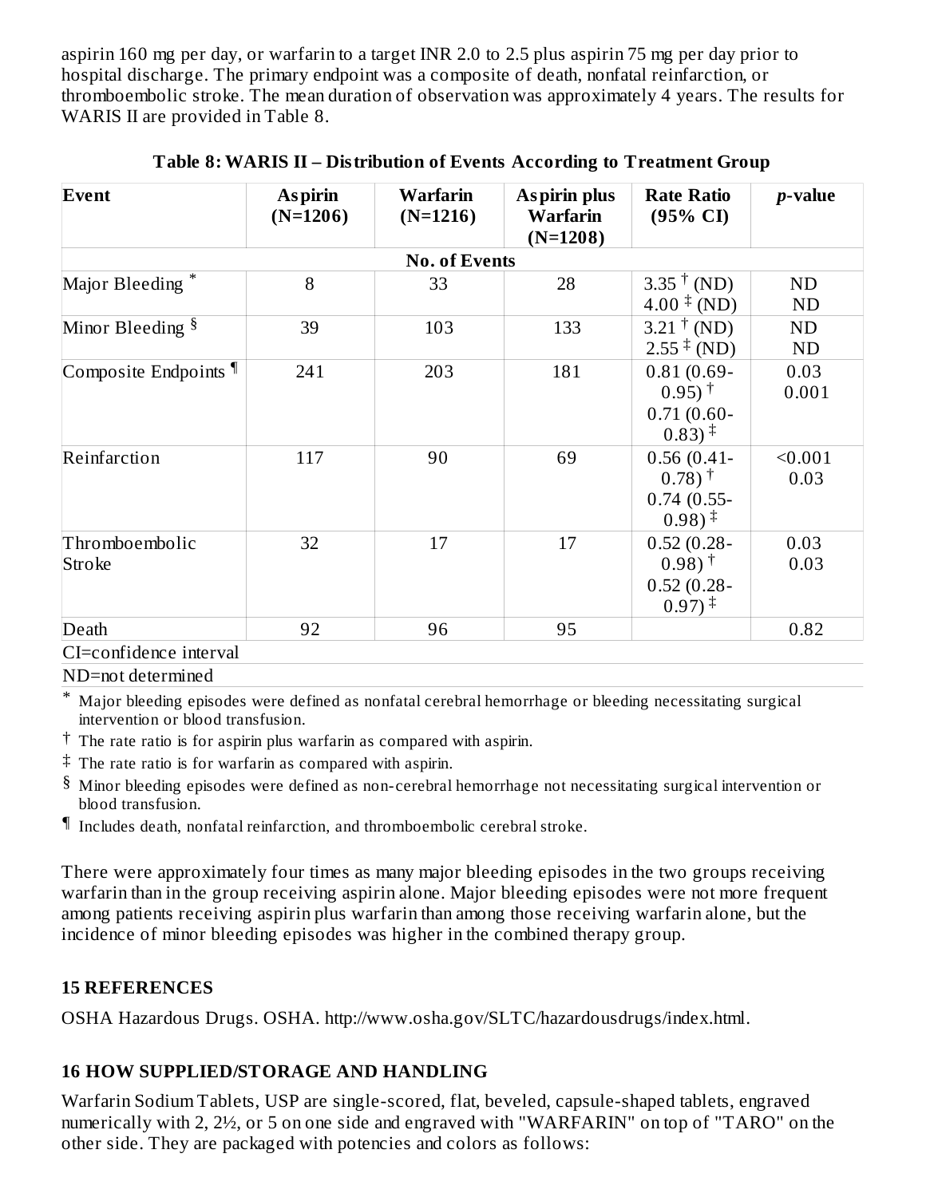aspirin 160 mg per day, or warfarin to a target INR 2.0 to 2.5 plus aspirin 75 mg per day prior to hospital discharge. The primary endpoint was a composite of death, nonfatal reinfarction, or thromboembolic stroke. The mean duration of observation was approximately 4 years. The results for WARIS II are provided in Table 8.

**Table 8: WARIS II – Distribution of Events According to Treatment Group**

| Event | Aspirin (N=1206) | Warfarin (N=1216) | Aspirin plus Warfarin (N=1208) | Rate Ratio (95% CI) | *p*-value |
|---|---|---|---|---|---|
| | | **No. of Events** | | | |
| Major Bleeding * | 8 | 33 | 28 | 3.35 † (ND)<br>4.00 ‡ (ND) | ND<br>ND |
| Minor Bleeding § | 39 | 103 | 133 | 3.21 † (ND)<br>2.55 ‡ (ND) | ND<br>ND |
| Composite Endpoints ¶ | 241 | 203 | 181 | 0.81 (0.69-0.95) †<br>0.71 (0.60-0.83) ‡ | 0.03<br>0.001 |
| Reinfarction | 117 | 90 | 69 | 0.56 (0.41-0.78) †<br>0.74 (0.55-0.98) ‡ | <0.001<br>0.03 |
| Thromboembolic Stroke | 32 | 17 | 17 | 0.52 (0.28-0.98) †<br>0.52 (0.28-0.97) ‡ | 0.03<br>0.03 |
| Death | 92 | 96 | 95 | | 0.82 |

CI=confidence interval

ND=not determined

\* Major bleeding episodes were defined as nonfatal cerebral hemorrhage or bleeding necessitating surgical intervention or blood transfusion.

† The rate ratio is for aspirin plus warfarin as compared with aspirin.

‡ The rate ratio is for warfarin as compared with aspirin.

§ Minor bleeding episodes were defined as non-cerebral hemorrhage not necessitating surgical intervention or blood transfusion.

¶ Includes death, nonfatal reinfarction, and thromboembolic cerebral stroke.

There were approximately four times as many major bleeding episodes in the two groups receiving warfarin than in the group receiving aspirin alone. Major bleeding episodes were not more frequent among patients receiving aspirin plus warfarin than among those receiving warfarin alone, but the incidence of minor bleeding episodes was higher in the combined therapy group.

## 15 REFERENCES

OSHA Hazardous Drugs. OSHA. http://www.osha.gov/SLTC/hazardousdrugs/index.html.

## 16 HOW SUPPLIED/STORAGE AND HANDLING

Warfarin Sodium Tablets, USP are single-scored, flat, beveled, capsule-shaped tablets, engraved numerically with 2, 2½, or 5 on one side and engraved with "WARFARIN" on top of "TARO" on the other side. They are packaged with potencies and colors as follows: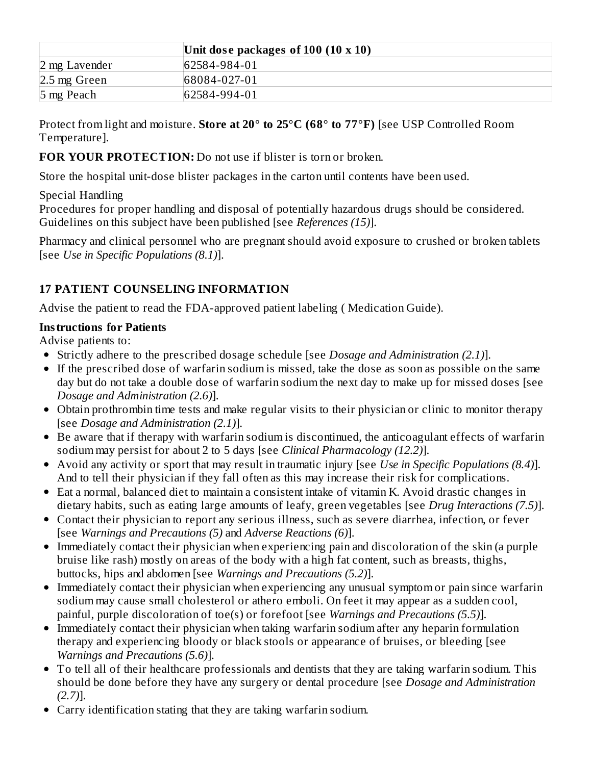| | Unit dose packages of 100 (10 x 10) |
|---|---|
| 2 mg Lavender | 62584-984-01 |
| 2.5 mg Green | 68084-027-01 |
| 5 mg Peach | 62584-994-01 |

Protect from light and moisture. **Store at 20° to 25°C (68° to 77°F)** [see USP Controlled Room Temperature].

**FOR YOUR PROTECTION:** Do not use if blister is torn or broken.

Store the hospital unit-dose blister packages in the carton until contents have been used.

Special Handling
Procedures for proper handling and disposal of potentially hazardous drugs should be considered. Guidelines on this subject have been published [see *References (15)*].

Pharmacy and clinical personnel who are pregnant should avoid exposure to crushed or broken tablets [see *Use in Specific Populations (8.1)*].

## 17 PATIENT COUNSELING INFORMATION

Advise the patient to read the FDA-approved patient labeling ( Medication Guide).

**Instructions for Patients**
Advise patients to:

- Strictly adhere to the prescribed dosage schedule [see *Dosage and Administration (2.1)*].
- If the prescribed dose of warfarin sodium is missed, take the dose as soon as possible on the same day but do not take a double dose of warfarin sodium the next day to make up for missed doses [see *Dosage and Administration (2.6)*].
- Obtain prothrombin time tests and make regular visits to their physician or clinic to monitor therapy [see *Dosage and Administration (2.1)*].
- Be aware that if therapy with warfarin sodium is discontinued, the anticoagulant effects of warfarin sodium may persist for about 2 to 5 days [see *Clinical Pharmacology (12.2)*].
- Avoid any activity or sport that may result in traumatic injury [see *Use in Specific Populations (8.4)*]. And to tell their physician if they fall often as this may increase their risk for complications.
- Eat a normal, balanced diet to maintain a consistent intake of vitamin K. Avoid drastic changes in dietary habits, such as eating large amounts of leafy, green vegetables [see *Drug Interactions (7.5)*].
- Contact their physician to report any serious illness, such as severe diarrhea, infection, or fever [see *Warnings and Precautions (5)* and *Adverse Reactions (6)*].
- Immediately contact their physician when experiencing pain and discoloration of the skin (a purple bruise like rash) mostly on areas of the body with a high fat content, such as breasts, thighs, buttocks, hips and abdomen [see *Warnings and Precautions (5.2)*].
- Immediately contact their physician when experiencing any unusual symptom or pain since warfarin sodium may cause small cholesterol or athero emboli. On feet it may appear as a sudden cool, painful, purple discoloration of toe(s) or forefoot [see *Warnings and Precautions (5.5)*].
- Immediately contact their physician when taking warfarin sodium after any heparin formulation therapy and experiencing bloody or black stools or appearance of bruises, or bleeding [see *Warnings and Precautions (5.6)*].
- To tell all of their healthcare professionals and dentists that they are taking warfarin sodium. This should be done before they have any surgery or dental procedure [see *Dosage and Administration (2.7)*].
- Carry identification stating that they are taking warfarin sodium.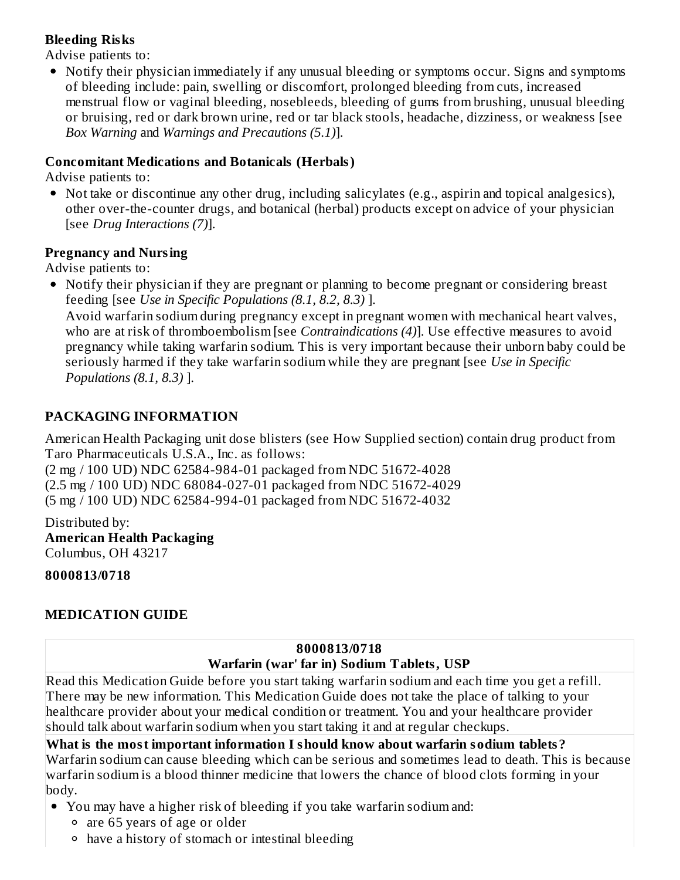**Bleeding Risks**

Advise patients to:

- Notify their physician immediately if any unusual bleeding or symptoms occur. Signs and symptoms of bleeding include: pain, swelling or discomfort, prolonged bleeding from cuts, increased menstrual flow or vaginal bleeding, nosebleeds, bleeding of gums from brushing, unusual bleeding or bruising, red or dark brown urine, red or tar black stools, headache, dizziness, or weakness [see *Box Warning* and *Warnings and Precautions (5.1)*].

**Concomitant Medications and Botanicals (Herbals)**

Advise patients to:

- Not take or discontinue any other drug, including salicylates (e.g., aspirin and topical analgesics), other over-the-counter drugs, and botanical (herbal) products except on advice of your physician [see *Drug Interactions (7)*].

**Pregnancy and Nursing**

Advise patients to:

- Notify their physician if they are pregnant or planning to become pregnant or considering breast feeding [see *Use in Specific Populations (8.1, 8.2, 8.3)* ].
  Avoid warfarin sodium during pregnancy except in pregnant women with mechanical heart valves, who are at risk of thromboembolism [see *Contraindications (4)*]. Use effective measures to avoid pregnancy while taking warfarin sodium. This is very important because their unborn baby could be seriously harmed if they take warfarin sodium while they are pregnant [see *Use in Specific Populations (8.1, 8.3)* ].

## PACKAGING INFORMATION

American Health Packaging unit dose blisters (see How Supplied section) contain drug product from Taro Pharmaceuticals U.S.A., Inc. as follows:
(2 mg / 100 UD) NDC 62584-984-01 packaged from NDC 51672-4028
(2.5 mg / 100 UD) NDC 68084-027-01 packaged from NDC 51672-4029
(5 mg / 100 UD) NDC 62584-994-01 packaged from NDC 51672-4032

Distributed by:
**American Health Packaging**
Columbus, OH 43217

**8000813/0718**

## MEDICATION GUIDE

**8000813/0718**
**Warfarin (war' far in) Sodium Tablets, USP**

Read this Medication Guide before you start taking warfarin sodium and each time you get a refill. There may be new information. This Medication Guide does not take the place of talking to your healthcare provider about your medical condition or treatment. You and your healthcare provider should talk about warfarin sodium when you start taking it and at regular checkups.

**What is the most important information I should know about warfarin sodium tablets?**

Warfarin sodium can cause bleeding which can be serious and sometimes lead to death. This is because warfarin sodium is a blood thinner medicine that lowers the chance of blood clots forming in your body.

- You may have a higher risk of bleeding if you take warfarin sodium and:
  - are 65 years of age or older
  - have a history of stomach or intestinal bleeding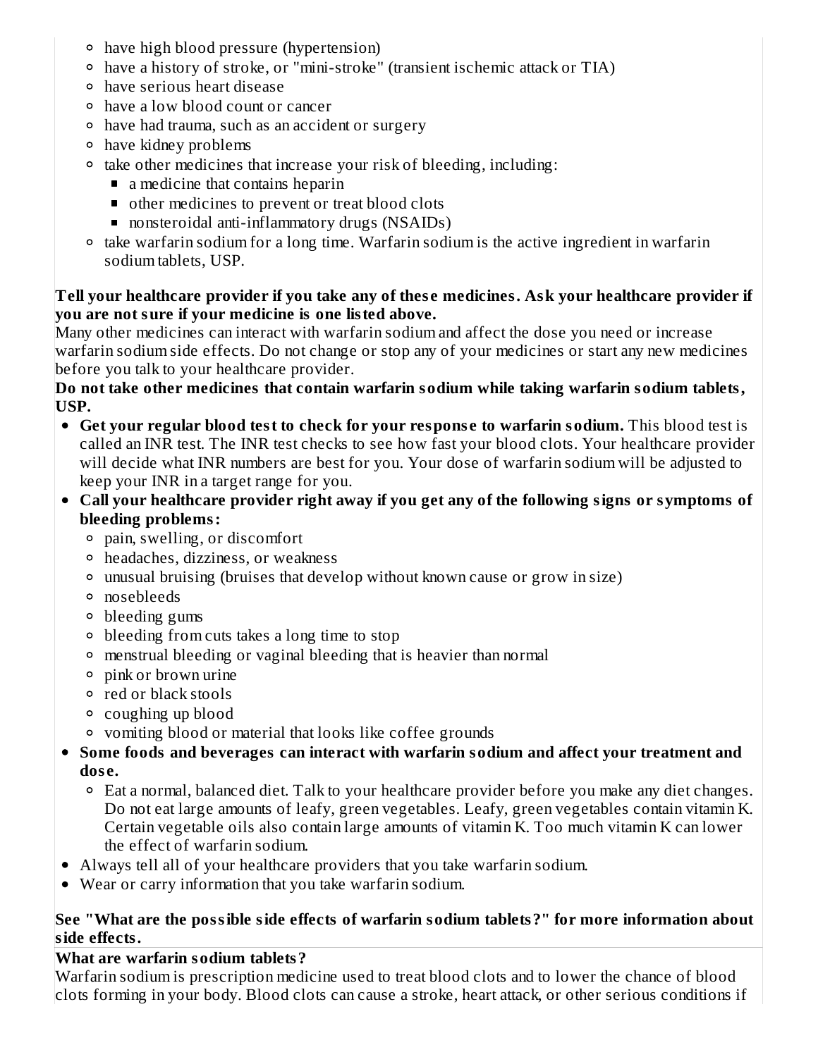- have high blood pressure (hypertension)
  - have a history of stroke, or "mini-stroke" (transient ischemic attack or TIA)
  - have serious heart disease
  - have a low blood count or cancer
  - have had trauma, such as an accident or surgery
  - have kidney problems
  - take other medicines that increase your risk of bleeding, including:
    - a medicine that contains heparin
    - other medicines to prevent or treat blood clots
    - nonsteroidal anti-inflammatory drugs (NSAIDs)
  - take warfarin sodium for a long time. Warfarin sodium is the active ingredient in warfarin sodium tablets, USP.

**Tell your healthcare provider if you take any of these medicines. Ask your healthcare provider if you are not sure if your medicine is one listed above.**
Many other medicines can interact with warfarin sodium and affect the dose you need or increase warfarin sodium side effects. Do not change or stop any of your medicines or start any new medicines before you talk to your healthcare provider.
**Do not take other medicines that contain warfarin sodium while taking warfarin sodium tablets, USP.**

- **Get your regular blood test to check for your response to warfarin sodium.** This blood test is called an INR test. The INR test checks to see how fast your blood clots. Your healthcare provider will decide what INR numbers are best for you. Your dose of warfarin sodium will be adjusted to keep your INR in a target range for you.
- **Call your healthcare provider right away if you get any of the following signs or symptoms of bleeding problems:**
  - pain, swelling, or discomfort
  - headaches, dizziness, or weakness
  - unusual bruising (bruises that develop without known cause or grow in size)
  - nosebleeds
  - bleeding gums
  - bleeding from cuts takes a long time to stop
  - menstrual bleeding or vaginal bleeding that is heavier than normal
  - pink or brown urine
  - red or black stools
  - coughing up blood
  - vomiting blood or material that looks like coffee grounds
- **Some foods and beverages can interact with warfarin sodium and affect your treatment and dose.**
  - Eat a normal, balanced diet. Talk to your healthcare provider before you make any diet changes. Do not eat large amounts of leafy, green vegetables. Leafy, green vegetables contain vitamin K. Certain vegetable oils also contain large amounts of vitamin K. Too much vitamin K can lower the effect of warfarin sodium.
- Always tell all of your healthcare providers that you take warfarin sodium.
- Wear or carry information that you take warfarin sodium.

**See "What are the possible side effects of warfarin sodium tablets?" for more information about side effects.**

**What are warfarin sodium tablets?**
Warfarin sodium is prescription medicine used to treat blood clots and to lower the chance of blood clots forming in your body. Blood clots can cause a stroke, heart attack, or other serious conditions if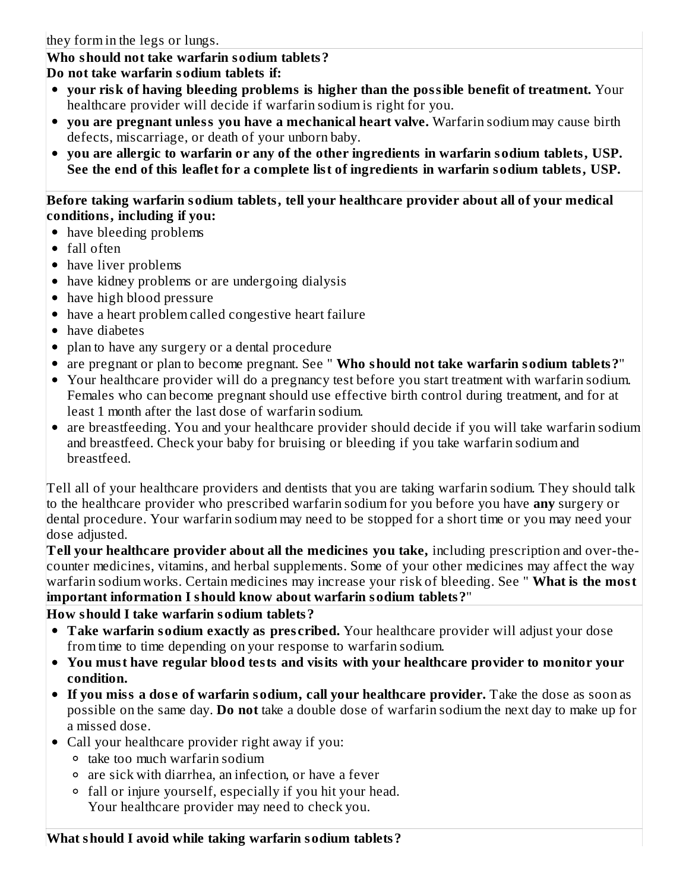they form in the legs or lungs.

**Who should not take warfarin sodium tablets?**

**Do not take warfarin sodium tablets if:**

- **your risk of having bleeding problems is higher than the possible benefit of treatment.** Your healthcare provider will decide if warfarin sodium is right for you.
- **you are pregnant unless you have a mechanical heart valve.** Warfarin sodium may cause birth defects, miscarriage, or death of your unborn baby.
- **you are allergic to warfarin or any of the other ingredients in warfarin sodium tablets, USP. See the end of this leaflet for a complete list of ingredients in warfarin sodium tablets, USP.**

**Before taking warfarin sodium tablets, tell your healthcare provider about all of your medical conditions, including if you:**

- have bleeding problems
- fall often
- have liver problems
- have kidney problems or are undergoing dialysis
- have high blood pressure
- have a heart problem called congestive heart failure
- have diabetes
- plan to have any surgery or a dental procedure
- are pregnant or plan to become pregnant. See " **Who should not take warfarin sodium tablets?**"
- Your healthcare provider will do a pregnancy test before you start treatment with warfarin sodium. Females who can become pregnant should use effective birth control during treatment, and for at least 1 month after the last dose of warfarin sodium.
- are breastfeeding. You and your healthcare provider should decide if you will take warfarin sodium and breastfeed. Check your baby for bruising or bleeding if you take warfarin sodium and breastfeed.

Tell all of your healthcare providers and dentists that you are taking warfarin sodium. They should talk to the healthcare provider who prescribed warfarin sodium for you before you have **any** surgery or dental procedure. Your warfarin sodium may need to be stopped for a short time or you may need your dose adjusted.

**Tell your healthcare provider about all the medicines you take,** including prescription and over-the-counter medicines, vitamins, and herbal supplements. Some of your other medicines may affect the way warfarin sodium works. Certain medicines may increase your risk of bleeding. See " **What is the most important information I should know about warfarin sodium tablets?**"

**How should I take warfarin sodium tablets?**

- **Take warfarin sodium exactly as prescribed.** Your healthcare provider will adjust your dose from time to time depending on your response to warfarin sodium.
- **You must have regular blood tests and visits with your healthcare provider to monitor your condition.**
- **If you miss a dose of warfarin sodium, call your healthcare provider.** Take the dose as soon as possible on the same day. **Do not** take a double dose of warfarin sodium the next day to make up for a missed dose.
- Call your healthcare provider right away if you:
  - take too much warfarin sodium
  - are sick with diarrhea, an infection, or have a fever
  - fall or injure yourself, especially if you hit your head.
    Your healthcare provider may need to check you.

**What should I avoid while taking warfarin sodium tablets?**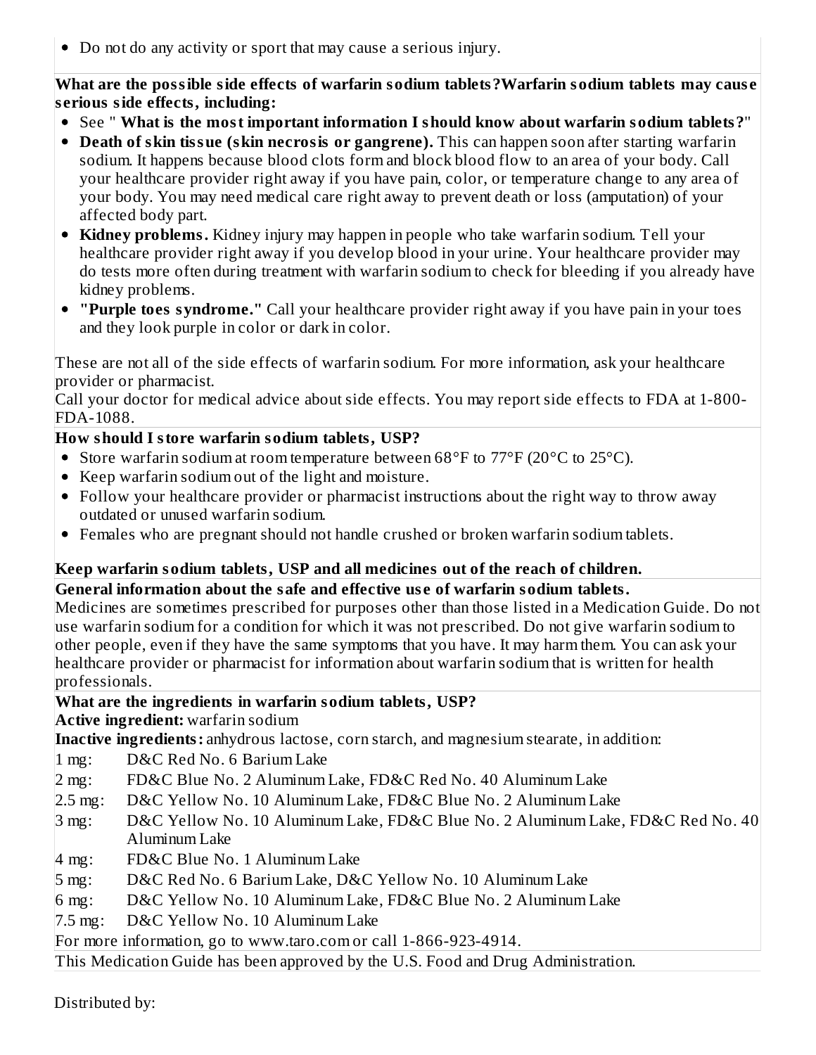- Do not do any activity or sport that may cause a serious injury.

**What are the possible side effects of warfarin sodium tablets?Warfarin sodium tablets may cause serious side effects, including:**

- See " **What is the most important information I should know about warfarin sodium tablets?**"
- **Death of skin tissue (skin necrosis or gangrene).** This can happen soon after starting warfarin sodium. It happens because blood clots form and block blood flow to an area of your body. Call your healthcare provider right away if you have pain, color, or temperature change to any area of your body. You may need medical care right away to prevent death or loss (amputation) of your affected body part.
- **Kidney problems.** Kidney injury may happen in people who take warfarin sodium. Tell your healthcare provider right away if you develop blood in your urine. Your healthcare provider may do tests more often during treatment with warfarin sodium to check for bleeding if you already have kidney problems.
- **"Purple toes syndrome."** Call your healthcare provider right away if you have pain in your toes and they look purple in color or dark in color.

These are not all of the side effects of warfarin sodium. For more information, ask your healthcare provider or pharmacist.

Call your doctor for medical advice about side effects. You may report side effects to FDA at 1-800-FDA-1088.

**How should I store warfarin sodium tablets, USP?**

- Store warfarin sodium at room temperature between 68°F to 77°F (20°C to 25°C).
- Keep warfarin sodium out of the light and moisture.
- Follow your healthcare provider or pharmacist instructions about the right way to throw away outdated or unused warfarin sodium.
- Females who are pregnant should not handle crushed or broken warfarin sodium tablets.

**Keep warfarin sodium tablets, USP and all medicines out of the reach of children.**

**General information about the safe and effective use of warfarin sodium tablets.**

Medicines are sometimes prescribed for purposes other than those listed in a Medication Guide. Do not use warfarin sodium for a condition for which it was not prescribed. Do not give warfarin sodium to other people, even if they have the same symptoms that you have. It may harm them. You can ask your healthcare provider or pharmacist for information about warfarin sodium that is written for health professionals.

**What are the ingredients in warfarin sodium tablets, USP?**

**Active ingredient:** warfarin sodium

**Inactive ingredients:** anhydrous lactose, corn starch, and magnesium stearate, in addition:

| | |
|---|---|
| 1 mg: | D&C Red No. 6 Barium Lake |
| 2 mg: | FD&C Blue No. 2 Aluminum Lake, FD&C Red No. 40 Aluminum Lake |
| 2.5 mg: | D&C Yellow No. 10 Aluminum Lake, FD&C Blue No. 2 Aluminum Lake |
| 3 mg: | D&C Yellow No. 10 Aluminum Lake, FD&C Blue No. 2 Aluminum Lake, FD&C Red No. 40 Aluminum Lake |
| 4 mg: | FD&C Blue No. 1 Aluminum Lake |
| 5 mg: | D&C Red No. 6 Barium Lake, D&C Yellow No. 10 Aluminum Lake |
| 6 mg: | D&C Yellow No. 10 Aluminum Lake, FD&C Blue No. 2 Aluminum Lake |
| 7.5 mg: | D&C Yellow No. 10 Aluminum Lake |

For more information, go to www.taro.com or call 1-866-923-4914.

This Medication Guide has been approved by the U.S. Food and Drug Administration.

Distributed by: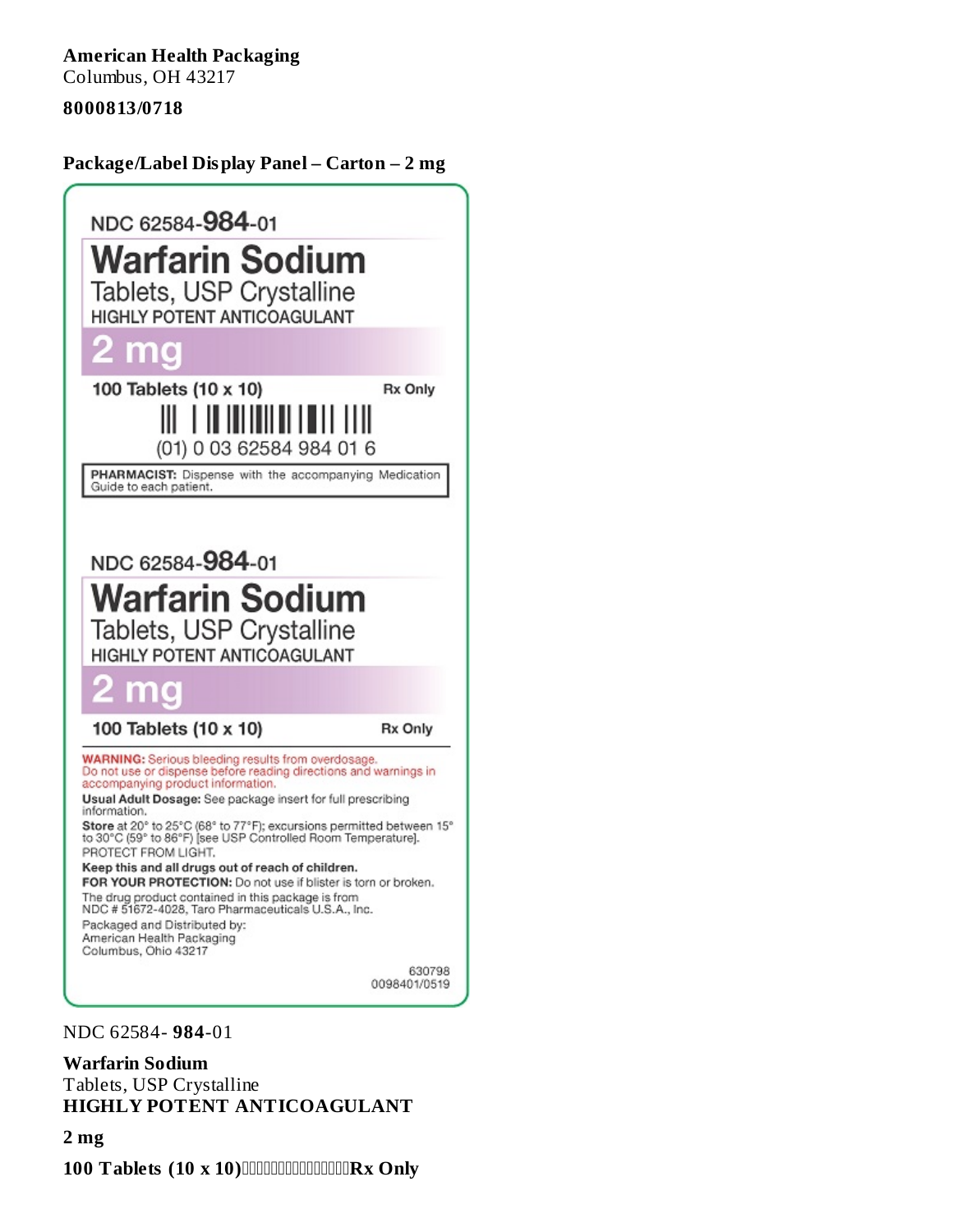**American Health Packaging**
Columbus, OH 43217

**8000813/0718**

**Package/Label Display Panel – Carton – 2 mg**

NDC 62584-**984**-01

**Warfarin Sodium**
Tablets, USP Crystalline
HIGHLY POTENT ANTICOAGULANT

**2 mg**

**100 Tablets (10 x 10)** **Rx Only**

(01) 0 03 62584 984 01 6

**PHARMACIST:** Dispense with the accompanying Medication Guide to each patient.

NDC 62584-**984**-01

**Warfarin Sodium**
Tablets, USP Crystalline
HIGHLY POTENT ANTICOAGULANT

**2 mg**

**100 Tablets (10 x 10)** **Rx Only**

**WARNING:** Serious bleeding results from overdosage.
Do not use or dispense before reading directions and warnings in accompanying product information.

**Usual Adult Dosage:** See package insert for full prescribing information.

**Store** at 20° to 25°C (68° to 77°F); excursions permitted between 15° to 30°C (59° to 86°F) [see USP Controlled Room Temperature].
PROTECT FROM LIGHT.

**Keep this and all drugs out of reach of children.**

**FOR YOUR PROTECTION:** Do not use if blister is torn or broken.

The drug product contained in this package is from NDC # 51672-4028, Taro Pharmaceuticals U.S.A., Inc.

Packaged and Distributed by:
American Health Packaging
Columbus, Ohio 43217

630798
0098401/0519

NDC 62584- **984**-01

**Warfarin Sodium**
Tablets, USP Crystalline
**HIGHLY POTENT ANTICOAGULANT**

**2 mg**

**100 Tablets (10 x 10)** **Rx Only**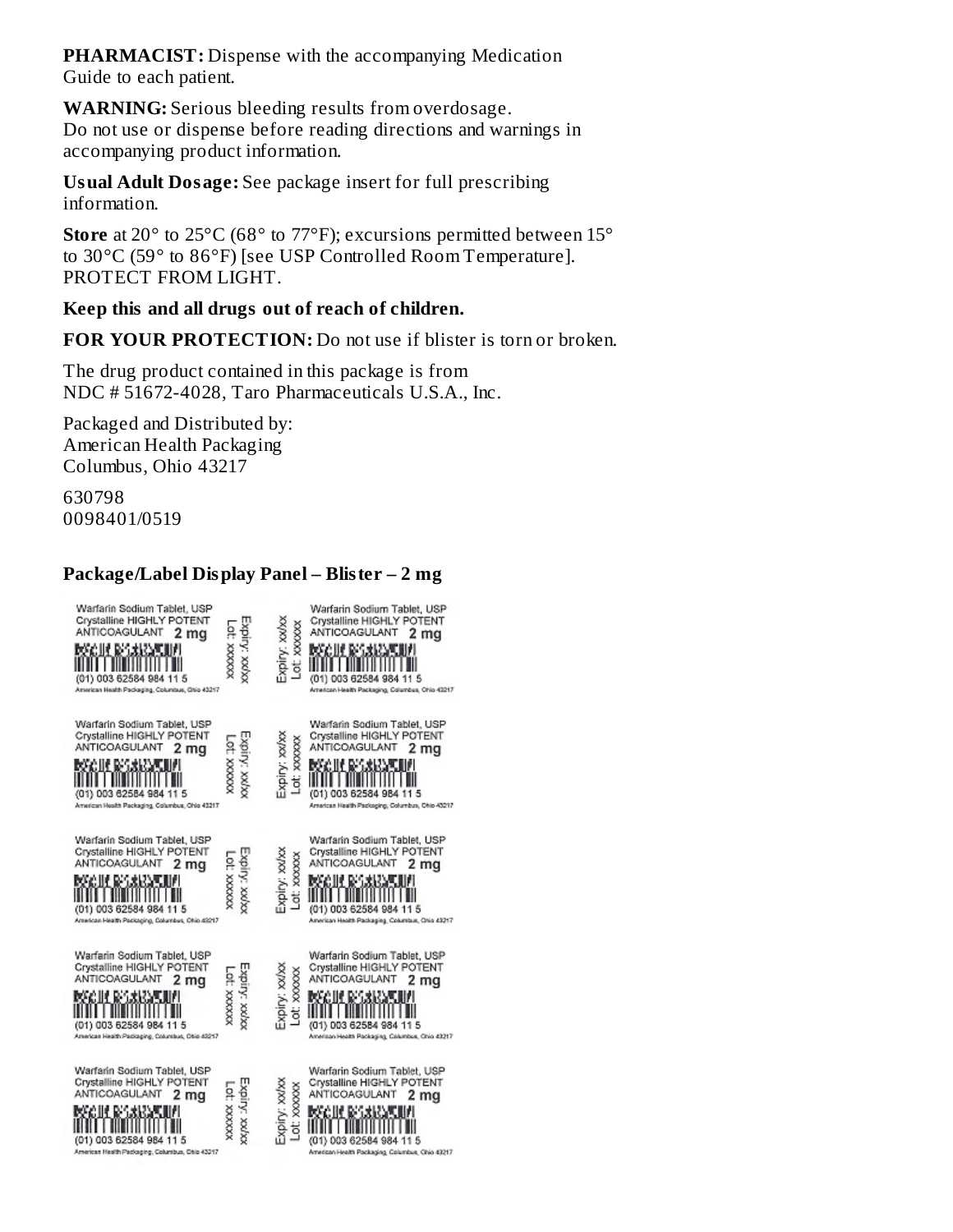**PHARMACIST:** Dispense with the accompanying Medication Guide to each patient.

**WARNING:** Serious bleeding results from overdosage. Do not use or dispense before reading directions and warnings in accompanying product information.

**Usual Adult Dosage:** See package insert for full prescribing information.

**Store** at 20° to 25°C (68° to 77°F); excursions permitted between 15° to 30°C (59° to 86°F) [see USP Controlled Room Temperature]. PROTECT FROM LIGHT.

**Keep this and all drugs out of reach of children.**

**FOR YOUR PROTECTION:** Do not use if blister is torn or broken.

The drug product contained in this package is from NDC # 51672-4028, Taro Pharmaceuticals U.S.A., Inc.

Packaged and Distributed by:
American Health Packaging
Columbus, Ohio 43217

630798
0098401/0519

**Package/Label Display Panel – Blister – 2 mg**

Warfarin Sodium Tablet, USP
Crystalline HIGHLY POTENT
ANTICOAGULANT 2 mg
(01) 003 62584 984 11 5
American Health Packaging, Columbus, Ohio 43217
Expiry: xx/xx
Lot: xxxxxx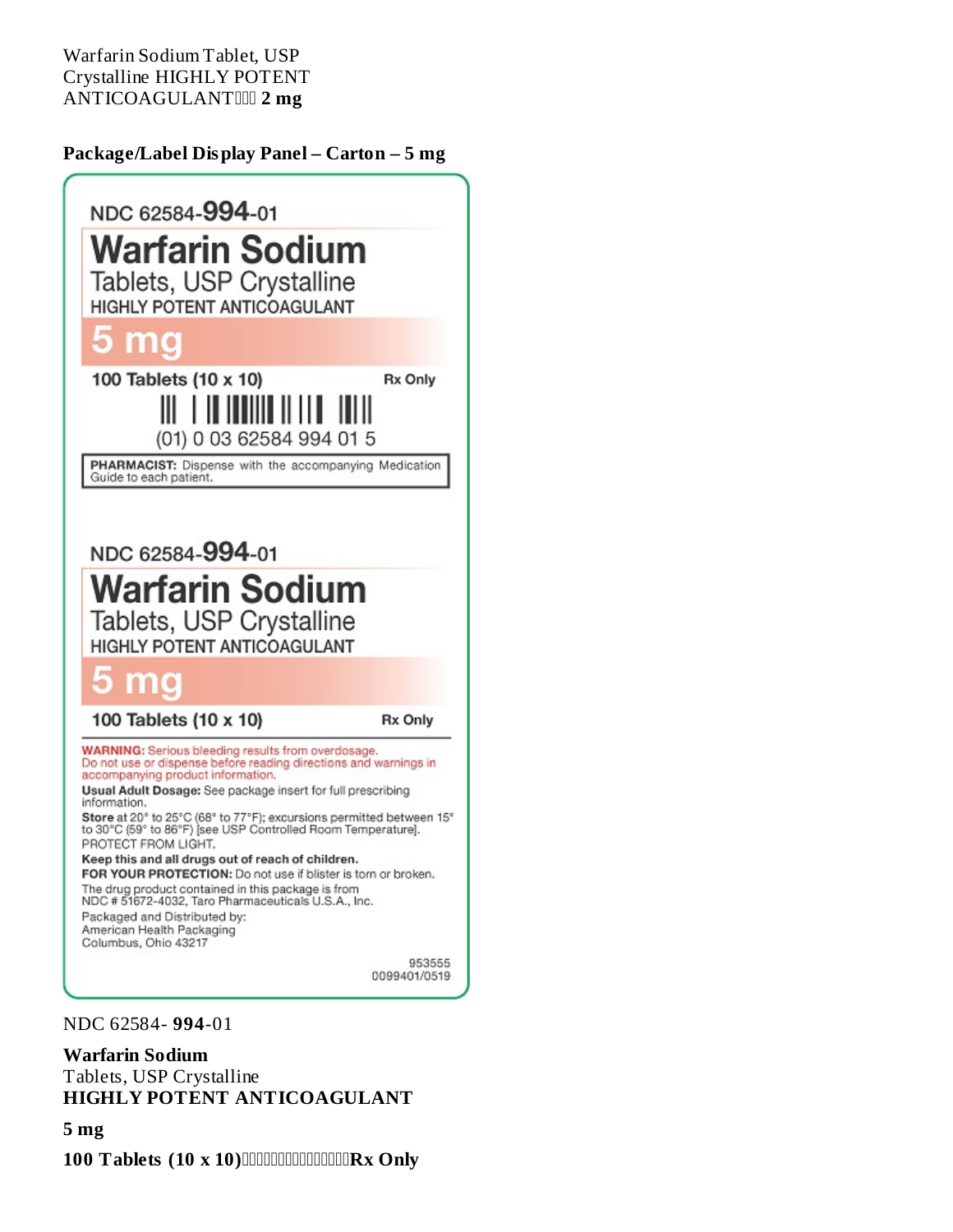Warfarin Sodium Tablet, USP
Crystalline HIGHLY POTENT
ANTICOAGULANT **2 mg**

**Package/Label Display Panel – Carton – 5 mg**

NDC 62584-**994**-01

**Warfarin Sodium**
Tablets, USP Crystalline
HIGHLY POTENT ANTICOAGULANT

**5 mg**

**100 Tablets (10 x 10)** **Rx Only**

(01) 0 03 62584 994 01 5

**PHARMACIST:** Dispense with the accompanying Medication Guide to each patient.

NDC 62584-**994**-01

**Warfarin Sodium**
Tablets, USP Crystalline
HIGHLY POTENT ANTICOAGULANT

**5 mg**

**100 Tablets (10 x 10)** **Rx Only**

**WARNING:** Serious bleeding results from overdosage. Do not use or dispense before reading directions and warnings in accompanying product information.

**Usual Adult Dosage:** See package insert for full prescribing information.

**Store** at 20° to 25°C (68° to 77°F); excursions permitted between 15° to 30°C (59° to 86°F) [see USP Controlled Room Temperature]. PROTECT FROM LIGHT.

**Keep this and all drugs out of reach of children.**

**FOR YOUR PROTECTION:** Do not use if blister is torn or broken.

The drug product contained in this package is from NDC # 51672-4032, Taro Pharmaceuticals U.S.A., Inc.

Packaged and Distributed by:
American Health Packaging
Columbus, Ohio 43217

953555
0099401/0519

NDC 62584- **994**-01

**Warfarin Sodium**
Tablets, USP Crystalline
**HIGHLY POTENT ANTICOAGULANT**

**5 mg**

**100 Tablets (10 x 10) Rx Only**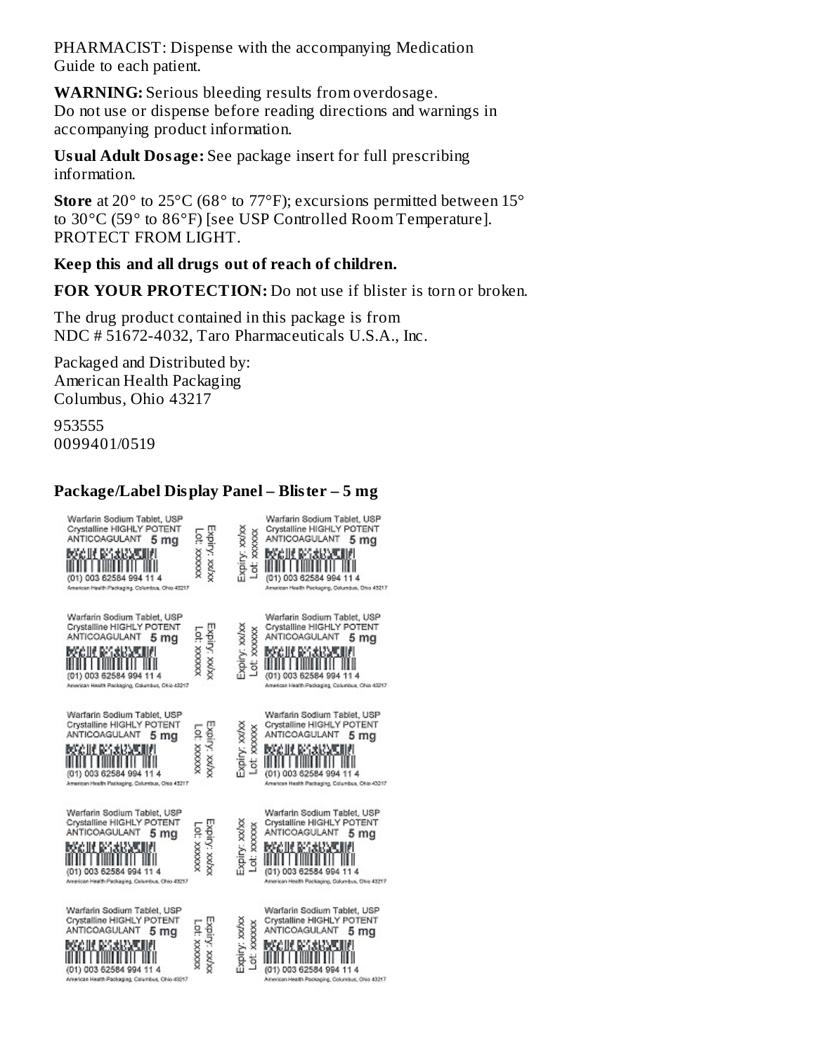PHARMACIST: Dispense with the accompanying Medication Guide to each patient.

**WARNING:** Serious bleeding results from overdosage. Do not use or dispense before reading directions and warnings in accompanying product information.

**Usual Adult Dosage:** See package insert for full prescribing information.

**Store** at 20° to 25°C (68° to 77°F); excursions permitted between 15° to 30°C (59° to 86°F) [see USP Controlled Room Temperature]. PROTECT FROM LIGHT.

**Keep this and all drugs out of reach of children.**

**FOR YOUR PROTECTION:** Do not use if blister is torn or broken.

The drug product contained in this package is from NDC # 51672-4032, Taro Pharmaceuticals U.S.A., Inc.

Packaged and Distributed by:
American Health Packaging
Columbus, Ohio 43217

953555
0099401/0519

**Package/Label Display Panel – Blister – 5 mg**

Warfarin Sodium Tablet, USP
Crystalline HIGHLY POTENT
ANTICOAGULANT 5 mg
(01) 003 62584 994 11 4
American Health Packaging, Columbus, Ohio 43217
Expiry: xx/xx
Lot: xxxxxx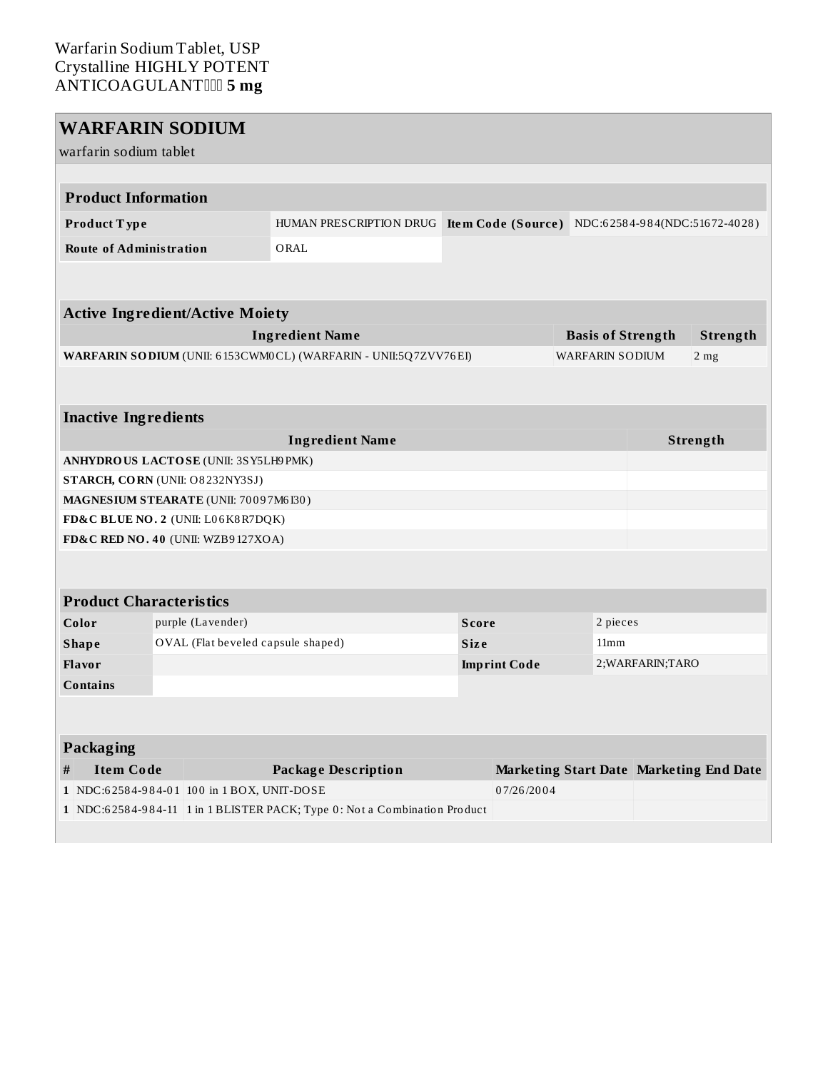Warfarin Sodium Tablet, USP
Crystalline HIGHLY POTENT
ANTICOAGULANT **5 mg**

## WARFARIN SODIUM

warfarin sodium tablet

| **Product Information** | | | |
|---|---|---|---|
| **Product Type** | HUMAN PRESCRIPTION DRUG | **Item Code (Source)** | NDC:62584-984(NDC:51672-4028) |
| **Route of Administration** | ORAL | | |

| **Active Ingredient/Active Moiety** | | |
|---|---|---|
| **Ingredient Name** | **Basis of Strength** | **Strength** |
| **WARFARIN SODIUM** (UNII: 6153CWM0CL) (WARFARIN - UNII:5Q7ZVV76EI) | WARFARIN SODIUM | 2 mg |

| **Inactive Ingredients** | |
|---|---|
| **Ingredient Name** | **Strength** |
| **ANHYDROUS LACTOSE** (UNII: 3SY5LH9PMK) | |
| **STARCH, CORN** (UNII: O8232NY3SJ) | |
| **MAGNESIUM STEARATE** (UNII: 70097M6I30) | |
| **FD&C BLUE NO. 2** (UNII: L06K8R7DQK) | |
| **FD&C RED NO. 40** (UNII: WZB9127XOA) | |

| **Product Characteristics** | | | |
|---|---|---|---|
| **Color** | purple (Lavender) | **Score** | 2 pieces |
| **Shape** | OVAL (Flat beveled capsule shaped) | **Size** | 11mm |
| **Flavor** | | **Imprint Code** | 2;WARFARIN;TARO |
| **Contains** | | | |

| **Packaging** | | | | |
|---|---|---|---|---|
| **#** | **Item Code** | **Package Description** | **Marketing Start Date** | **Marketing End Date** |
| **1** | NDC:62584-984-01 | 100 in 1 BOX, UNIT-DOSE | 07/26/2004 | |
| **1** | NDC:62584-984-11 | 1 in 1 BLISTER PACK; Type 0: Not a Combination Product | | |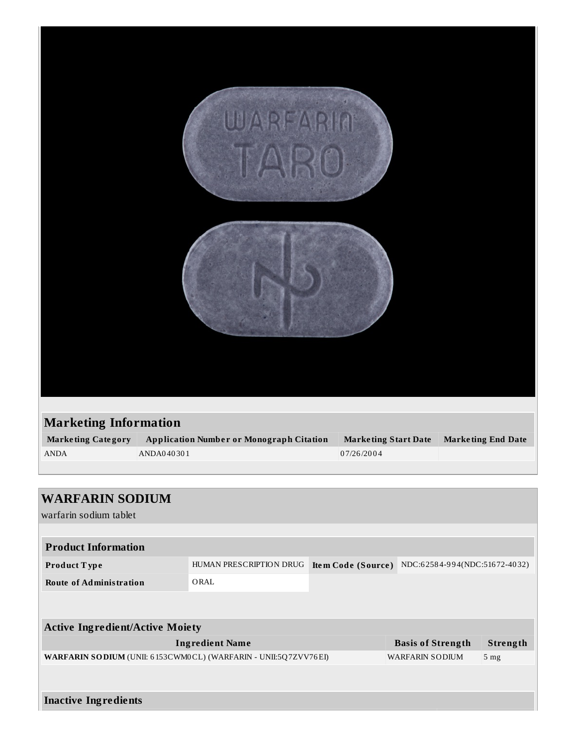## Marketing Information

| Marketing Category | Application Number or Monograph Citation | Marketing Start Date | Marketing End Date |
|---|---|---|---|
| ANDA | ANDA040301 | 07/26/2004 | |

## WARFARIN SODIUM

warfarin sodium tablet

### Product Information

| Product Type | HUMAN PRESCRIPTION DRUG | Item Code (Source) | NDC:62584-994(NDC:51672-4032) |
|---|---|---|---|
| Route of Administration | ORAL | | |

### Active Ingredient/Active Moiety

| Ingredient Name | Basis of Strength | Strength |
|---|---|---|
| **WARFARIN SODIUM** (UNII: 6153CWM0CL) (WARFARIN - UNII:5Q7ZVV76EI) | WARFARIN SODIUM | 5 mg |

### Inactive Ingredients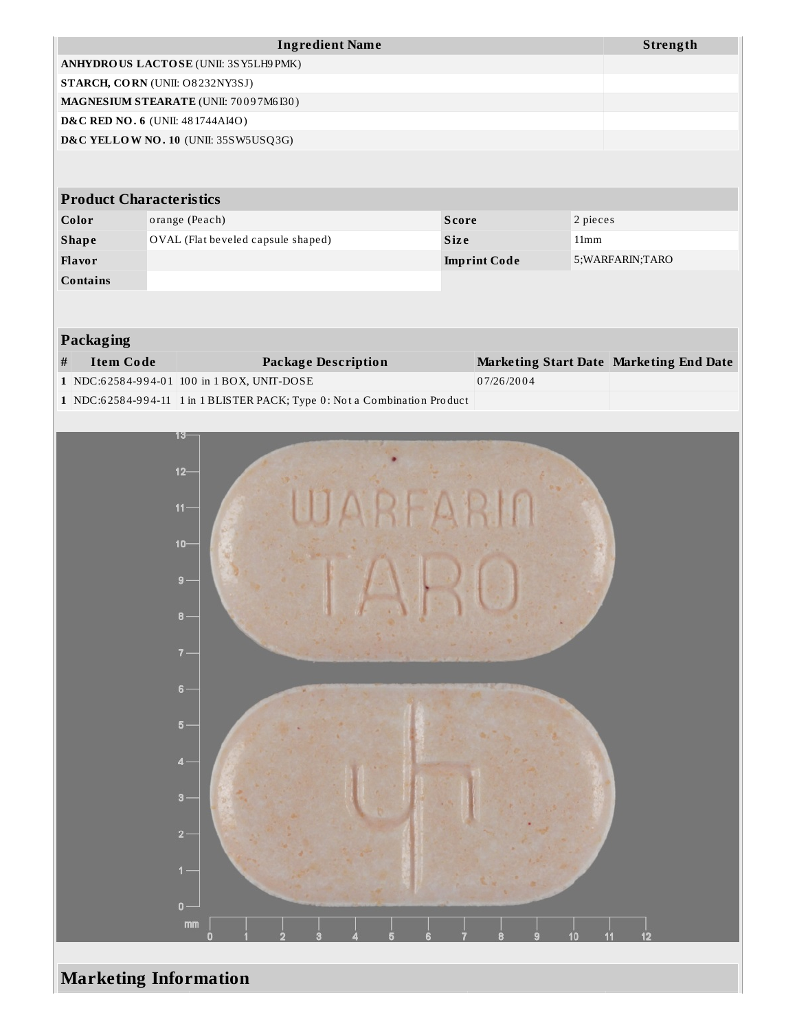| Ingredient Name | Strength |
|---|---|
| **ANHYDROUS LACTOSE** (UNII: 3SY5LH9PMK) | |
| **STARCH, CORN** (UNII: O8232NY3SJ) | |
| **MAGNESIUM STEARATE** (UNII: 70097M6I30) | |
| **D&C RED NO. 6** (UNII: 481744AI4O) | |
| **D&C YELLOW NO. 10** (UNII: 35SW5USQ3G) | |

| Product Characteristics | | | |
|---|---|---|---|
| **Color** | orange (Peach) | **Score** | 2 pieces |
| **Shape** | OVAL (Flat beveled capsule shaped) | **Size** | 11mm |
| **Flavor** | | **Imprint Code** | 5;WARFARIN;TARO |
| **Contains** | | | |

| Packaging | | | | |
|---|---|---|---|---|
| **#** | **Item Code** | **Package Description** | **Marketing Start Date** | **Marketing End Date** |
| **1** | NDC:62584-994-01 | 100 in 1 BOX, UNIT-DOSE | 07/26/2004 | |
| **1** | NDC:62584-994-11 | 1 in 1 BLISTER PACK; Type 0: Not a Combination Product | | |

## Marketing Information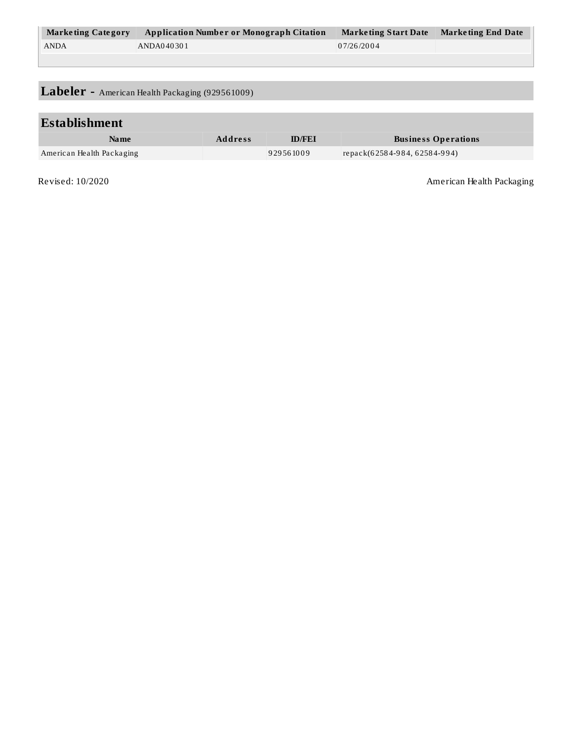| Marketing Category | Application Number or Monograph Citation | Marketing Start Date | Marketing End Date |
|---|---|---|---|
| ANDA | ANDA040301 | 07/26/2004 | |

## Labeler - American Health Packaging (929561009)

## Establishment

| Name | Address | ID/FEI | Business Operations |
|---|---|---|---|
| American Health Packaging | | 929561009 | repack(62584-984, 62584-994) |

Revised: 10/2020

American Health Packaging